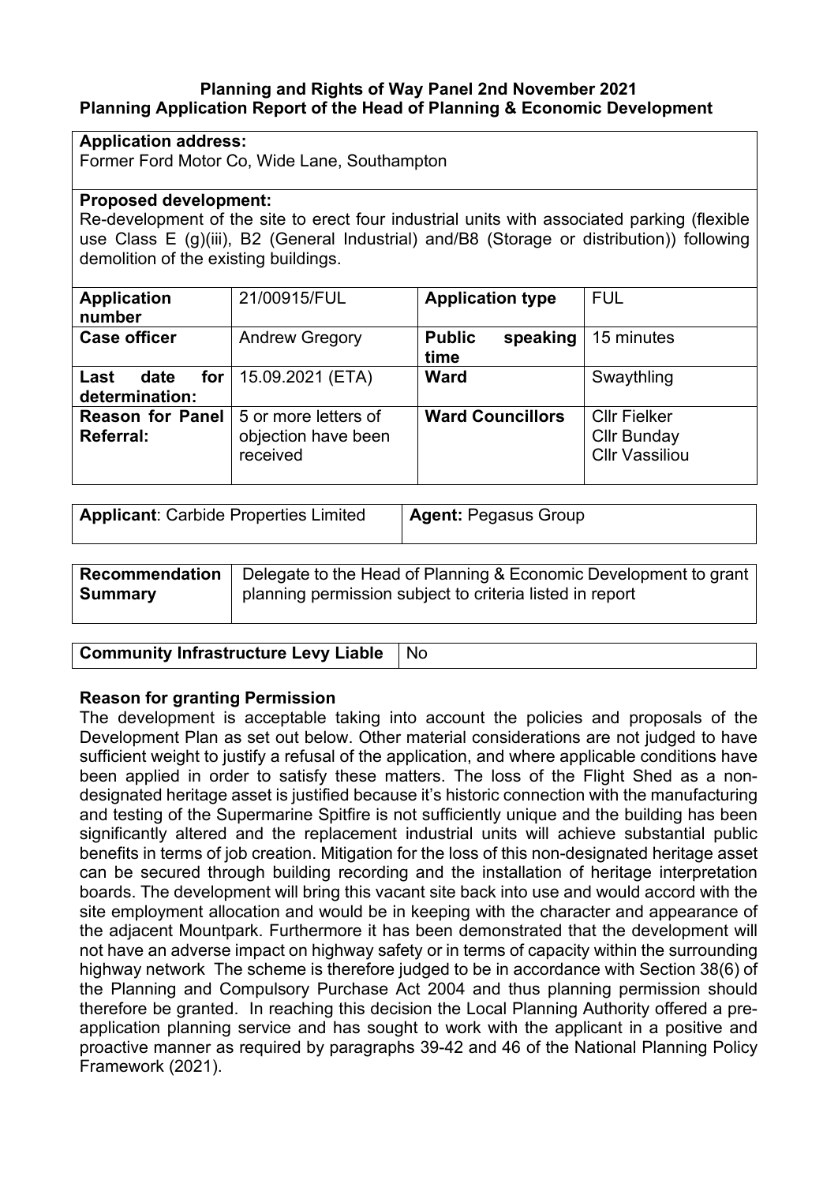**Planning and Rights of Way Panel 2nd November 2021**
**Planning Application Report of the Head of Planning & Economic Development**

| **Application address:** |
|---|
| Former Ford Motor Co, Wide Lane, Southampton |

| **Proposed development:** |
|---|
| Re-development of the site to erect four industrial units with associated parking (flexible use Class E (g)(iii), B2 (General Industrial) and/B8 (Storage or distribution)) following demolition of the existing buildings. |

| | | | |
|---|---|---|---|
| **Application number** | 21/00915/FUL | **Application type** | FUL |
| **Case officer** | Andrew Gregory | **Public speaking time** | 15 minutes |
| **Last date for determination:** | 15.09.2021 (ETA) | **Ward** | Swaythling |
| **Reason for Panel Referral:** | 5 or more letters of objection have been received | **Ward Councillors** | Cllr Fielker<br>Cllr Bunday<br>Cllr Vassiliou |

| | |
|---|---|
| **Applicant**: Carbide Properties Limited | **Agent:** Pegasus Group |

| | |
|---|---|
| **Recommendation Summary** | Delegate to the Head of Planning & Economic Development to grant planning permission subject to criteria listed in report |

| | |
|---|---|
| **Community Infrastructure Levy Liable** | No |

**Reason for granting Permission**

The development is acceptable taking into account the policies and proposals of the Development Plan as set out below. Other material considerations are not judged to have sufficient weight to justify a refusal of the application, and where applicable conditions have been applied in order to satisfy these matters. The loss of the Flight Shed as a non-designated heritage asset is justified because it's historic connection with the manufacturing and testing of the Supermarine Spitfire is not sufficiently unique and the building has been significantly altered and the replacement industrial units will achieve substantial public benefits in terms of job creation. Mitigation for the loss of this non-designated heritage asset can be secured through building recording and the installation of heritage interpretation boards. The development will bring this vacant site back into use and would accord with the site employment allocation and would be in keeping with the character and appearance of the adjacent Mountpark. Furthermore it has been demonstrated that the development will not have an adverse impact on highway safety or in terms of capacity within the surrounding highway network The scheme is therefore judged to be in accordance with Section 38(6) of the Planning and Compulsory Purchase Act 2004 and thus planning permission should therefore be granted. In reaching this decision the Local Planning Authority offered a pre-application planning service and has sought to work with the applicant in a positive and proactive manner as required by paragraphs 39-42 and 46 of the National Planning Policy Framework (2021).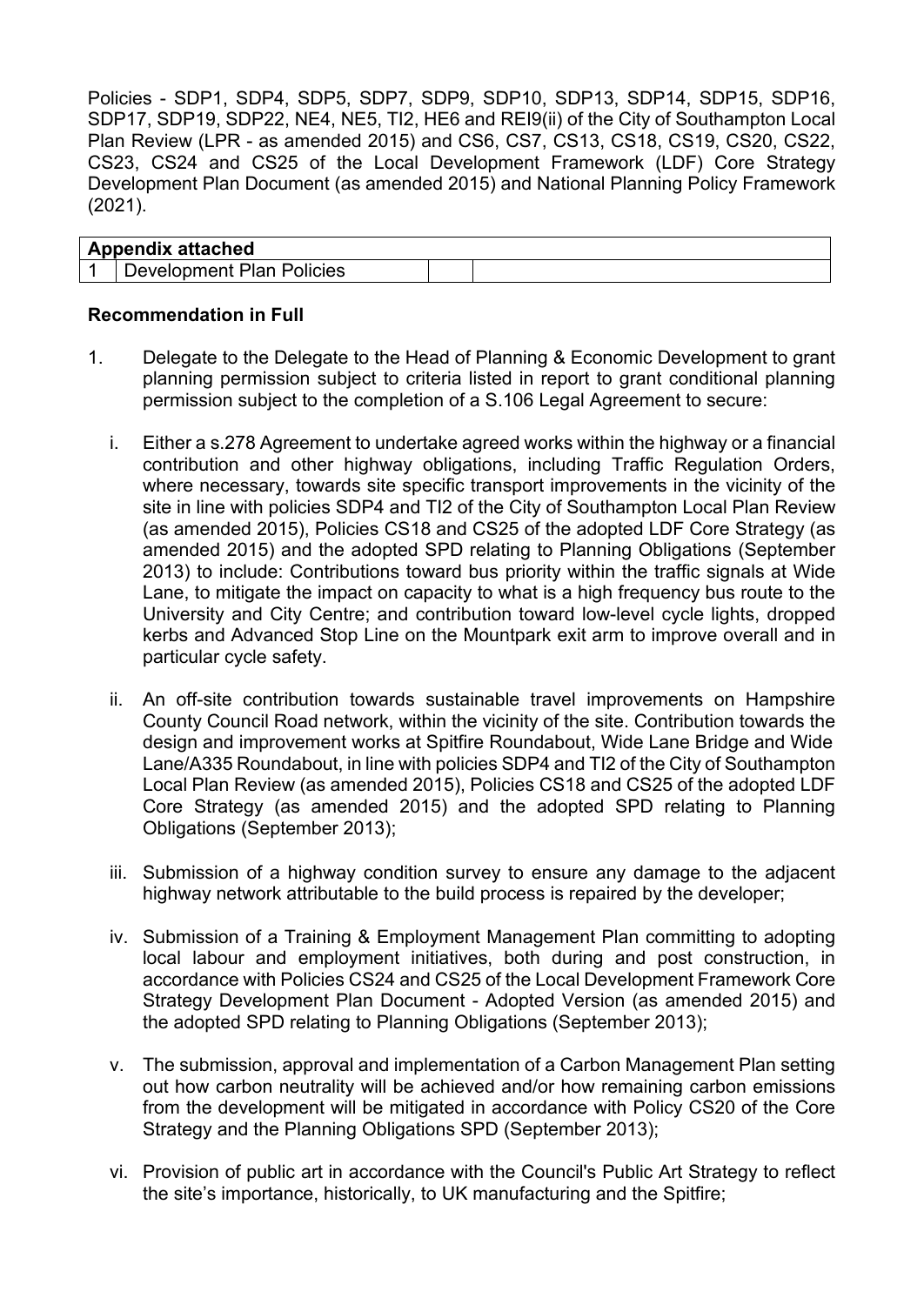Policies - SDP1, SDP4, SDP5, SDP7, SDP9, SDP10, SDP13, SDP14, SDP15, SDP16, SDP17, SDP19, SDP22, NE4, NE5, TI2, HE6 and REI9(ii) of the City of Southampton Local Plan Review (LPR - as amended 2015) and CS6, CS7, CS13, CS18, CS19, CS20, CS22, CS23, CS24 and CS25 of the Local Development Framework (LDF) Core Strategy Development Plan Document (as amended 2015) and National Planning Policy Framework (2021).

| **Appendix attached** | | | |
|---|---|---|---|
| 1 | Development Plan Policies | | |

**Recommendation in Full**

1. Delegate to the Delegate to the Head of Planning & Economic Development to grant planning permission subject to criteria listed in report to grant conditional planning permission subject to the completion of a S.106 Legal Agreement to secure:

   i. Either a s.278 Agreement to undertake agreed works within the highway or a financial contribution and other highway obligations, including Traffic Regulation Orders, where necessary, towards site specific transport improvements in the vicinity of the site in line with policies SDP4 and TI2 of the City of Southampton Local Plan Review (as amended 2015), Policies CS18 and CS25 of the adopted LDF Core Strategy (as amended 2015) and the adopted SPD relating to Planning Obligations (September 2013) to include: Contributions toward bus priority within the traffic signals at Wide Lane, to mitigate the impact on capacity to what is a high frequency bus route to the University and City Centre; and contribution toward low-level cycle lights, dropped kerbs and Advanced Stop Line on the Mountpark exit arm to improve overall and in particular cycle safety.

   ii. An off-site contribution towards sustainable travel improvements on Hampshire County Council Road network, within the vicinity of the site. Contribution towards the design and improvement works at Spitfire Roundabout, Wide Lane Bridge and Wide Lane/A335 Roundabout, in line with policies SDP4 and TI2 of the City of Southampton Local Plan Review (as amended 2015), Policies CS18 and CS25 of the adopted LDF Core Strategy (as amended 2015) and the adopted SPD relating to Planning Obligations (September 2013);

   iii. Submission of a highway condition survey to ensure any damage to the adjacent highway network attributable to the build process is repaired by the developer;

   iv. Submission of a Training & Employment Management Plan committing to adopting local labour and employment initiatives, both during and post construction, in accordance with Policies CS24 and CS25 of the Local Development Framework Core Strategy Development Plan Document - Adopted Version (as amended 2015) and the adopted SPD relating to Planning Obligations (September 2013);

   v. The submission, approval and implementation of a Carbon Management Plan setting out how carbon neutrality will be achieved and/or how remaining carbon emissions from the development will be mitigated in accordance with Policy CS20 of the Core Strategy and the Planning Obligations SPD (September 2013);

   vi. Provision of public art in accordance with the Council's Public Art Strategy to reflect the site's importance, historically, to UK manufacturing and the Spitfire;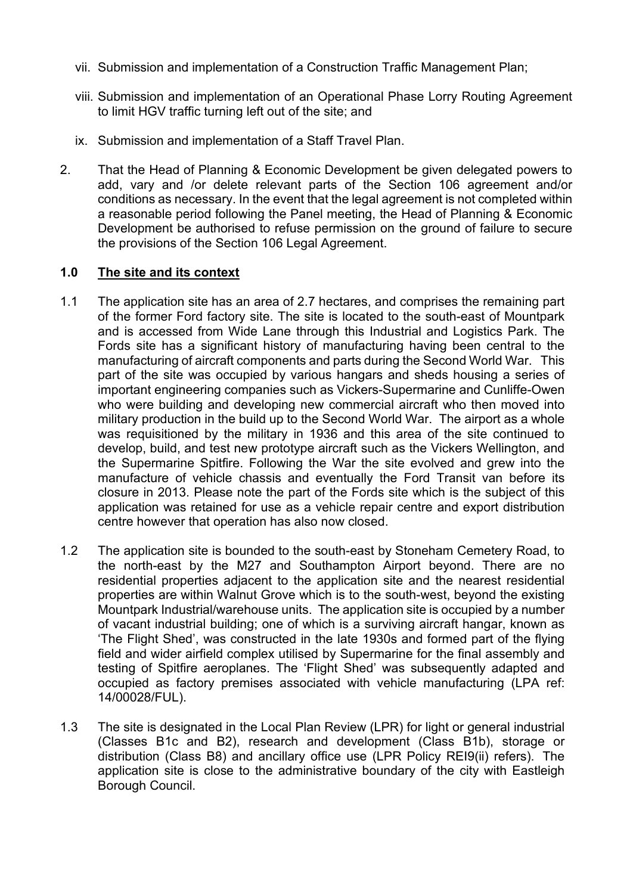vii. Submission and implementation of a Construction Traffic Management Plan;

viii. Submission and implementation of an Operational Phase Lorry Routing Agreement to limit HGV traffic turning left out of the site; and

ix. Submission and implementation of a Staff Travel Plan.

2. That the Head of Planning & Economic Development be given delegated powers to add, vary and /or delete relevant parts of the Section 106 agreement and/or conditions as necessary. In the event that the legal agreement is not completed within a reasonable period following the Panel meeting, the Head of Planning & Economic Development be authorised to refuse permission on the ground of failure to secure the provisions of the Section 106 Legal Agreement.

## 1.0 The site and its context

1.1 The application site has an area of 2.7 hectares, and comprises the remaining part of the former Ford factory site. The site is located to the south-east of Mountpark and is accessed from Wide Lane through this Industrial and Logistics Park. The Fords site has a significant history of manufacturing having been central to the manufacturing of aircraft components and parts during the Second World War. This part of the site was occupied by various hangars and sheds housing a series of important engineering companies such as Vickers-Supermarine and Cunliffe-Owen who were building and developing new commercial aircraft who then moved into military production in the build up to the Second World War. The airport as a whole was requisitioned by the military in 1936 and this area of the site continued to develop, build, and test new prototype aircraft such as the Vickers Wellington, and the Supermarine Spitfire. Following the War the site evolved and grew into the manufacture of vehicle chassis and eventually the Ford Transit van before its closure in 2013. Please note the part of the Fords site which is the subject of this application was retained for use as a vehicle repair centre and export distribution centre however that operation has also now closed.

1.2 The application site is bounded to the south-east by Stoneham Cemetery Road, to the north-east by the M27 and Southampton Airport beyond. There are no residential properties adjacent to the application site and the nearest residential properties are within Walnut Grove which is to the south-west, beyond the existing Mountpark Industrial/warehouse units. The application site is occupied by a number of vacant industrial building; one of which is a surviving aircraft hangar, known as 'The Flight Shed', was constructed in the late 1930s and formed part of the flying field and wider airfield complex utilised by Supermarine for the final assembly and testing of Spitfire aeroplanes. The 'Flight Shed' was subsequently adapted and occupied as factory premises associated with vehicle manufacturing (LPA ref: 14/00028/FUL).

1.3 The site is designated in the Local Plan Review (LPR) for light or general industrial (Classes B1c and B2), research and development (Class B1b), storage or distribution (Class B8) and ancillary office use (LPR Policy REI9(ii) refers). The application site is close to the administrative boundary of the city with Eastleigh Borough Council.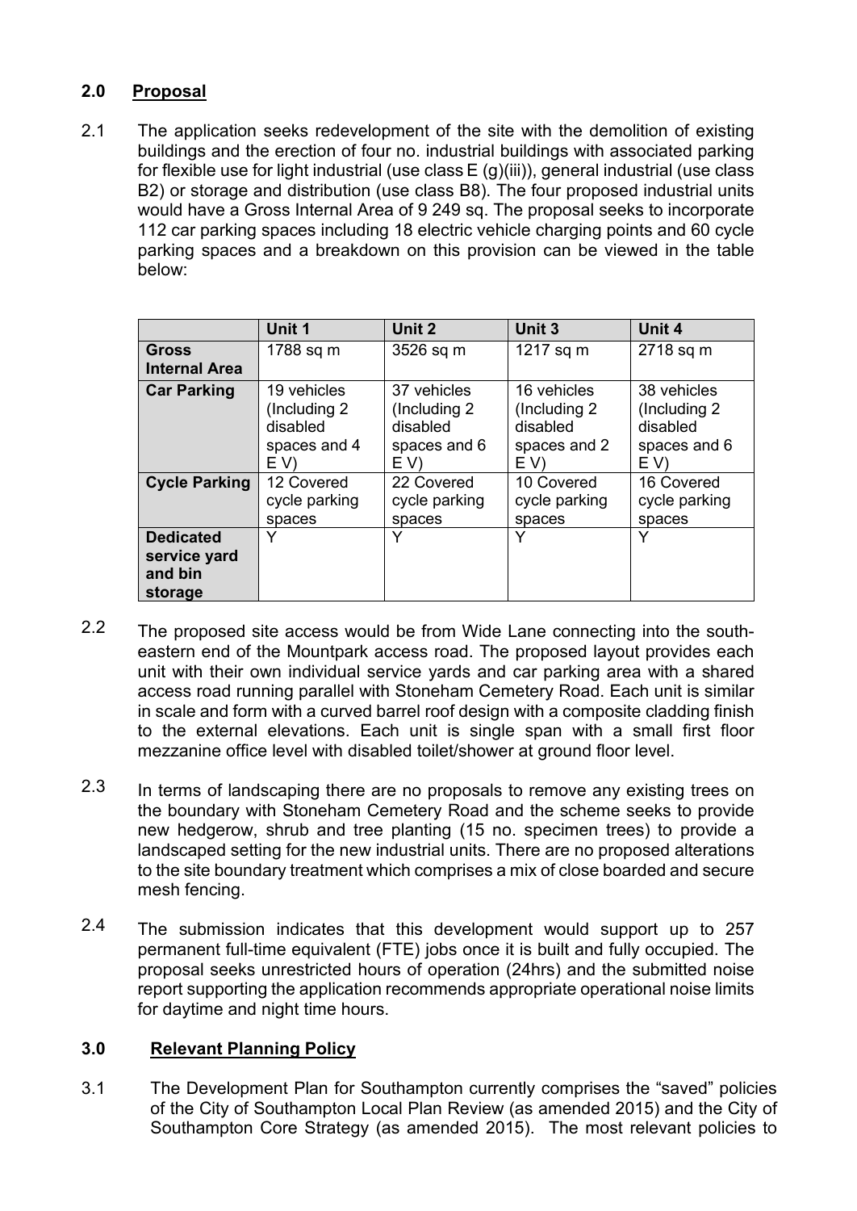## 2.0 Proposal

2.1 The application seeks redevelopment of the site with the demolition of existing buildings and the erection of four no. industrial buildings with associated parking for flexible use for light industrial (use class E (g)(iii)), general industrial (use class B2) or storage and distribution (use class B8). The four proposed industrial units would have a Gross Internal Area of 9 249 sq. The proposal seeks to incorporate 112 car parking spaces including 18 electric vehicle charging points and 60 cycle parking spaces and a breakdown on this provision can be viewed in the table below:

| | Unit 1 | Unit 2 | Unit 3 | Unit 4 |
|---|---|---|---|---|
| **Gross Internal Area** | 1788 sq m | 3526 sq m | 1217 sq m | 2718 sq m |
| **Car Parking** | 19 vehicles (Including 2 disabled spaces and 4 E V) | 37 vehicles (Including 2 disabled spaces and 6 E V) | 16 vehicles (Including 2 disabled spaces and 2 E V) | 38 vehicles (Including 2 disabled spaces and 6 E V) |
| **Cycle Parking** | 12 Covered cycle parking spaces | 22 Covered cycle parking spaces | 10 Covered cycle parking spaces | 16 Covered cycle parking spaces |
| **Dedicated service yard and bin storage** | Y | Y | Y | Y |

2.2 The proposed site access would be from Wide Lane connecting into the south-eastern end of the Mountpark access road. The proposed layout provides each unit with their own individual service yards and car parking area with a shared access road running parallel with Stoneham Cemetery Road. Each unit is similar in scale and form with a curved barrel roof design with a composite cladding finish to the external elevations. Each unit is single span with a small first floor mezzanine office level with disabled toilet/shower at ground floor level.

2.3 In terms of landscaping there are no proposals to remove any existing trees on the boundary with Stoneham Cemetery Road and the scheme seeks to provide new hedgerow, shrub and tree planting (15 no. specimen trees) to provide a landscaped setting for the new industrial units. There are no proposed alterations to the site boundary treatment which comprises a mix of close boarded and secure mesh fencing.

2.4 The submission indicates that this development would support up to 257 permanent full-time equivalent (FTE) jobs once it is built and fully occupied. The proposal seeks unrestricted hours of operation (24hrs) and the submitted noise report supporting the application recommends appropriate operational noise limits for daytime and night time hours.

## 3.0 Relevant Planning Policy

3.1 The Development Plan for Southampton currently comprises the "saved" policies of the City of Southampton Local Plan Review (as amended 2015) and the City of Southampton Core Strategy (as amended 2015). The most relevant policies to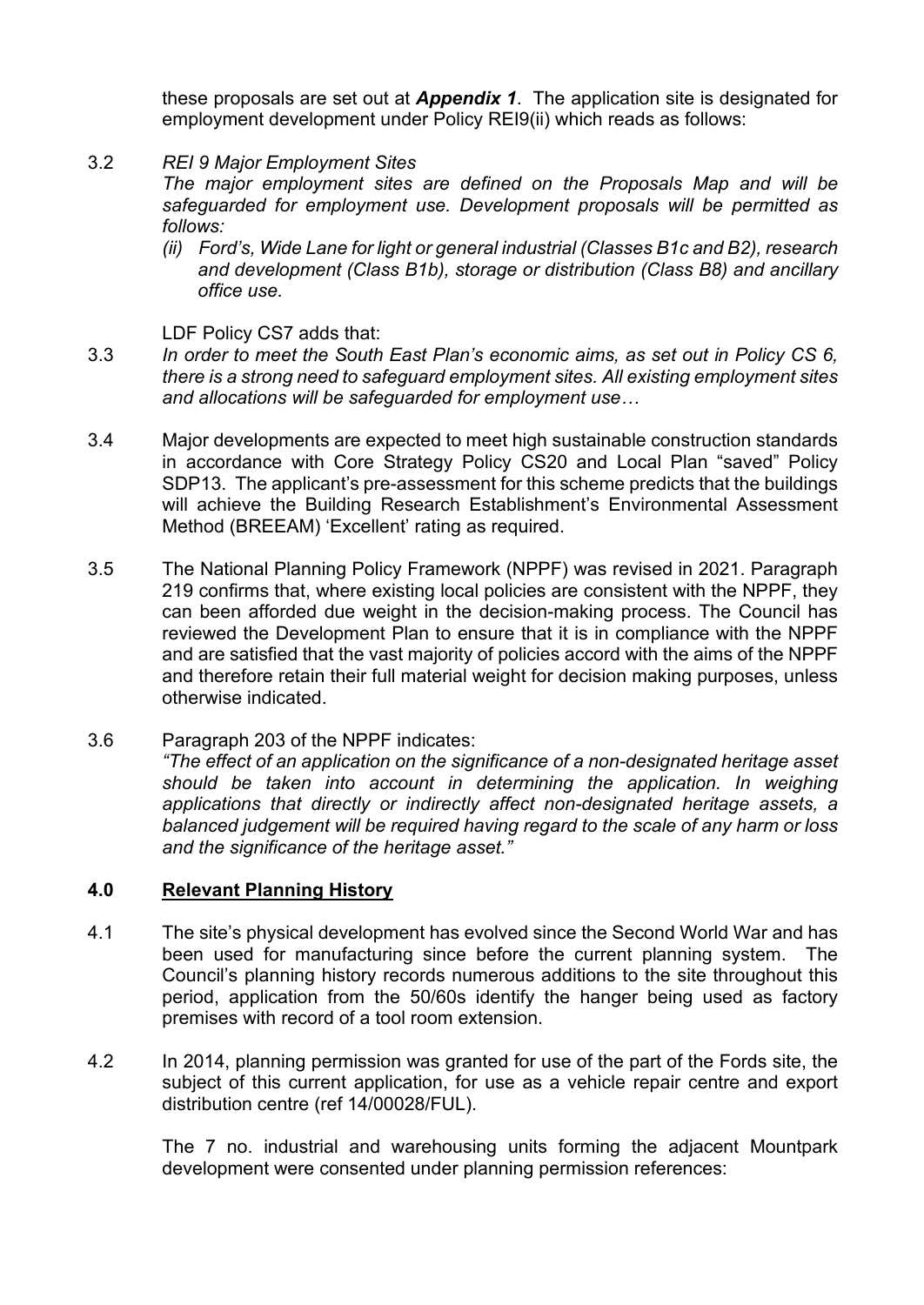these proposals are set out at ***Appendix 1***. The application site is designated for employment development under Policy REI9(ii) which reads as follows:

3.2 *REI 9 Major Employment Sites*

*The major employment sites are defined on the Proposals Map and will be safeguarded for employment use. Development proposals will be permitted as follows:*

*(ii) Ford's, Wide Lane for light or general industrial (Classes B1c and B2), research and development (Class B1b), storage or distribution (Class B8) and ancillary office use.*

LDF Policy CS7 adds that:

3.3 *In order to meet the South East Plan's economic aims, as set out in Policy CS 6, there is a strong need to safeguard employment sites. All existing employment sites and allocations will be safeguarded for employment use…*

3.4 Major developments are expected to meet high sustainable construction standards in accordance with Core Strategy Policy CS20 and Local Plan "saved" Policy SDP13. The applicant's pre-assessment for this scheme predicts that the buildings will achieve the Building Research Establishment's Environmental Assessment Method (BREEAM) 'Excellent' rating as required.

3.5 The National Planning Policy Framework (NPPF) was revised in 2021. Paragraph 219 confirms that, where existing local policies are consistent with the NPPF, they can been afforded due weight in the decision-making process. The Council has reviewed the Development Plan to ensure that it is in compliance with the NPPF and are satisfied that the vast majority of policies accord with the aims of the NPPF and therefore retain their full material weight for decision making purposes, unless otherwise indicated.

3.6 Paragraph 203 of the NPPF indicates:

*"The effect of an application on the significance of a non-designated heritage asset should be taken into account in determining the application. In weighing applications that directly or indirectly affect non-designated heritage assets, a balanced judgement will be required having regard to the scale of any harm or loss and the significance of the heritage asset."*

## 4.0 Relevant Planning History

4.1 The site's physical development has evolved since the Second World War and has been used for manufacturing since before the current planning system. The Council's planning history records numerous additions to the site throughout this period, application from the 50/60s identify the hanger being used as factory premises with record of a tool room extension.

4.2 In 2014, planning permission was granted for use of the part of the Fords site, the subject of this current application, for use as a vehicle repair centre and export distribution centre (ref 14/00028/FUL).

The 7 no. industrial and warehousing units forming the adjacent Mountpark development were consented under planning permission references: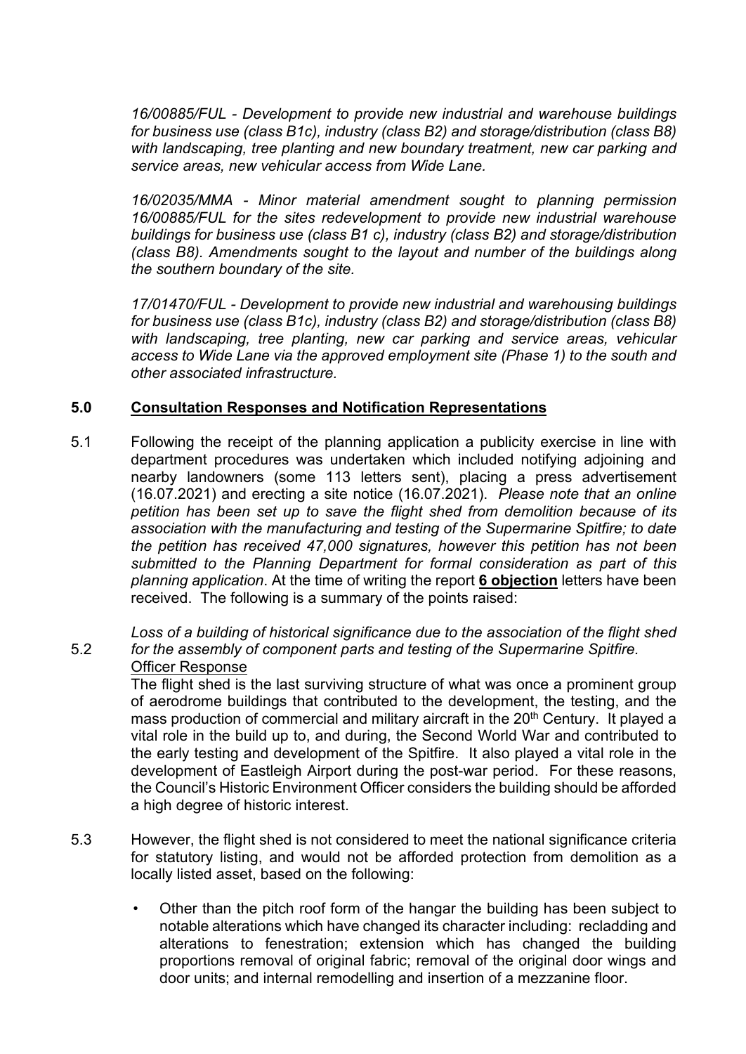*16/00885/FUL - Development to provide new industrial and warehouse buildings for business use (class B1c), industry (class B2) and storage/distribution (class B8) with landscaping, tree planting and new boundary treatment, new car parking and service areas, new vehicular access from Wide Lane.*

*16/02035/MMA - Minor material amendment sought to planning permission 16/00885/FUL for the sites redevelopment to provide new industrial warehouse buildings for business use (class B1 c), industry (class B2) and storage/distribution (class B8). Amendments sought to the layout and number of the buildings along the southern boundary of the site.*

*17/01470/FUL - Development to provide new industrial and warehousing buildings for business use (class B1c), industry (class B2) and storage/distribution (class B8) with landscaping, tree planting, new car parking and service areas, vehicular access to Wide Lane via the approved employment site (Phase 1) to the south and other associated infrastructure.*

## 5.0 Consultation Responses and Notification Representations

5.1 Following the receipt of the planning application a publicity exercise in line with department procedures was undertaken which included notifying adjoining and nearby landowners (some 113 letters sent), placing a press advertisement (16.07.2021) and erecting a site notice (16.07.2021). *Please note that an online petition has been set up to save the flight shed from demolition because of its association with the manufacturing and testing of the Supermarine Spitfire; to date the petition has received 47,000 signatures, however this petition has not been submitted to the Planning Department for formal consideration as part of this planning application*. At the time of writing the report **6 objection** letters have been received. The following is a summary of the points raised:

5.2 *Loss of a building of historical significance due to the association of the flight shed for the assembly of component parts and testing of the Supermarine Spitfire.*

Officer Response

The flight shed is the last surviving structure of what was once a prominent group of aerodrome buildings that contributed to the development, the testing, and the mass production of commercial and military aircraft in the 20th Century. It played a vital role in the build up to, and during, the Second World War and contributed to the early testing and development of the Spitfire. It also played a vital role in the development of Eastleigh Airport during the post-war period. For these reasons, the Council's Historic Environment Officer considers the building should be afforded a high degree of historic interest.

5.3 However, the flight shed is not considered to meet the national significance criteria for statutory listing, and would not be afforded protection from demolition as a locally listed asset, based on the following:

- Other than the pitch roof form of the hangar the building has been subject to notable alterations which have changed its character including: recladding and alterations to fenestration; extension which has changed the building proportions removal of original fabric; removal of the original door wings and door units; and internal remodelling and insertion of a mezzanine floor.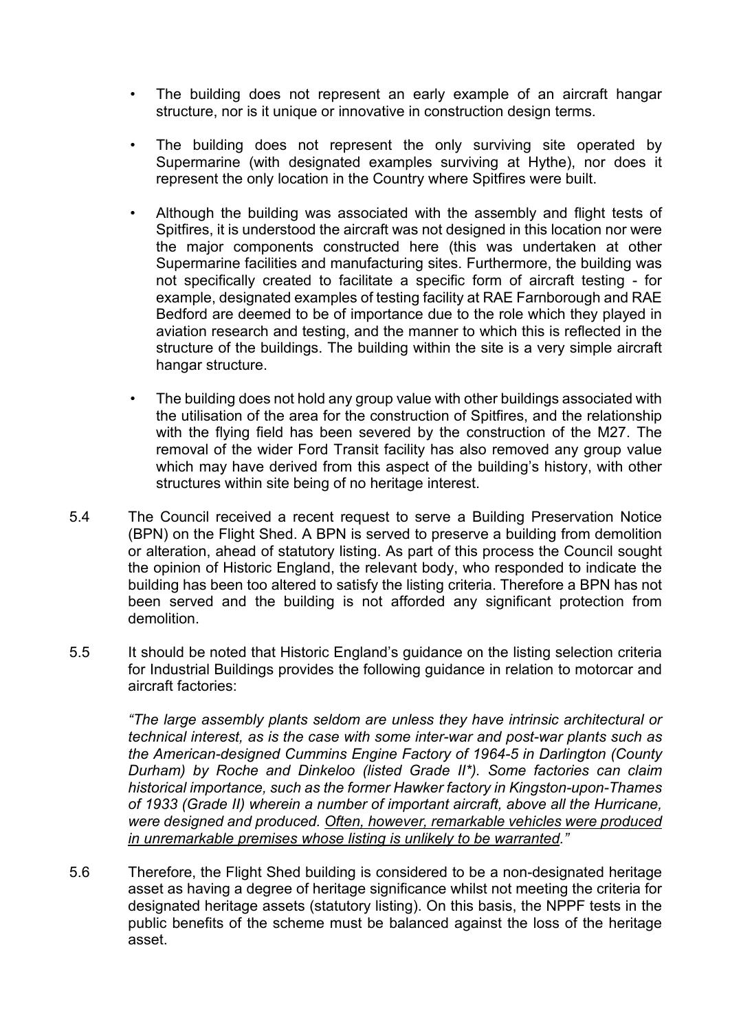- The building does not represent an early example of an aircraft hangar structure, nor is it unique or innovative in construction design terms.

- The building does not represent the only surviving site operated by Supermarine (with designated examples surviving at Hythe), nor does it represent the only location in the Country where Spitfires were built.

- Although the building was associated with the assembly and flight tests of Spitfires, it is understood the aircraft was not designed in this location nor were the major components constructed here (this was undertaken at other Supermarine facilities and manufacturing sites. Furthermore, the building was not specifically created to facilitate a specific form of aircraft testing - for example, designated examples of testing facility at RAE Farnborough and RAE Bedford are deemed to be of importance due to the role which they played in aviation research and testing, and the manner to which this is reflected in the structure of the buildings. The building within the site is a very simple aircraft hangar structure.

- The building does not hold any group value with other buildings associated with the utilisation of the area for the construction of Spitfires, and the relationship with the flying field has been severed by the construction of the M27. The removal of the wider Ford Transit facility has also removed any group value which may have derived from this aspect of the building's history, with other structures within site being of no heritage interest.

5.4 The Council received a recent request to serve a Building Preservation Notice (BPN) on the Flight Shed. A BPN is served to preserve a building from demolition or alteration, ahead of statutory listing. As part of this process the Council sought the opinion of Historic England, the relevant body, who responded to indicate the building has been too altered to satisfy the listing criteria. Therefore a BPN has not been served and the building is not afforded any significant protection from demolition.

5.5 It should be noted that Historic England's guidance on the listing selection criteria for Industrial Buildings provides the following guidance in relation to motorcar and aircraft factories:

> *"The large assembly plants seldom are unless they have intrinsic architectural or technical interest, as is the case with some inter-war and post-war plants such as the American-designed Cummins Engine Factory of 1964-5 in Darlington (County Durham) by Roche and Dinkeloo (listed Grade II\*). Some factories can claim historical importance, such as the former Hawker factory in Kingston-upon-Thames of 1933 (Grade II) wherein a number of important aircraft, above all the Hurricane, were designed and produced. <u>Often, however, remarkable vehicles were produced in unremarkable premises whose listing is unlikely to be warranted</u>."*

5.6 Therefore, the Flight Shed building is considered to be a non-designated heritage asset as having a degree of heritage significance whilst not meeting the criteria for designated heritage assets (statutory listing). On this basis, the NPPF tests in the public benefits of the scheme must be balanced against the loss of the heritage asset.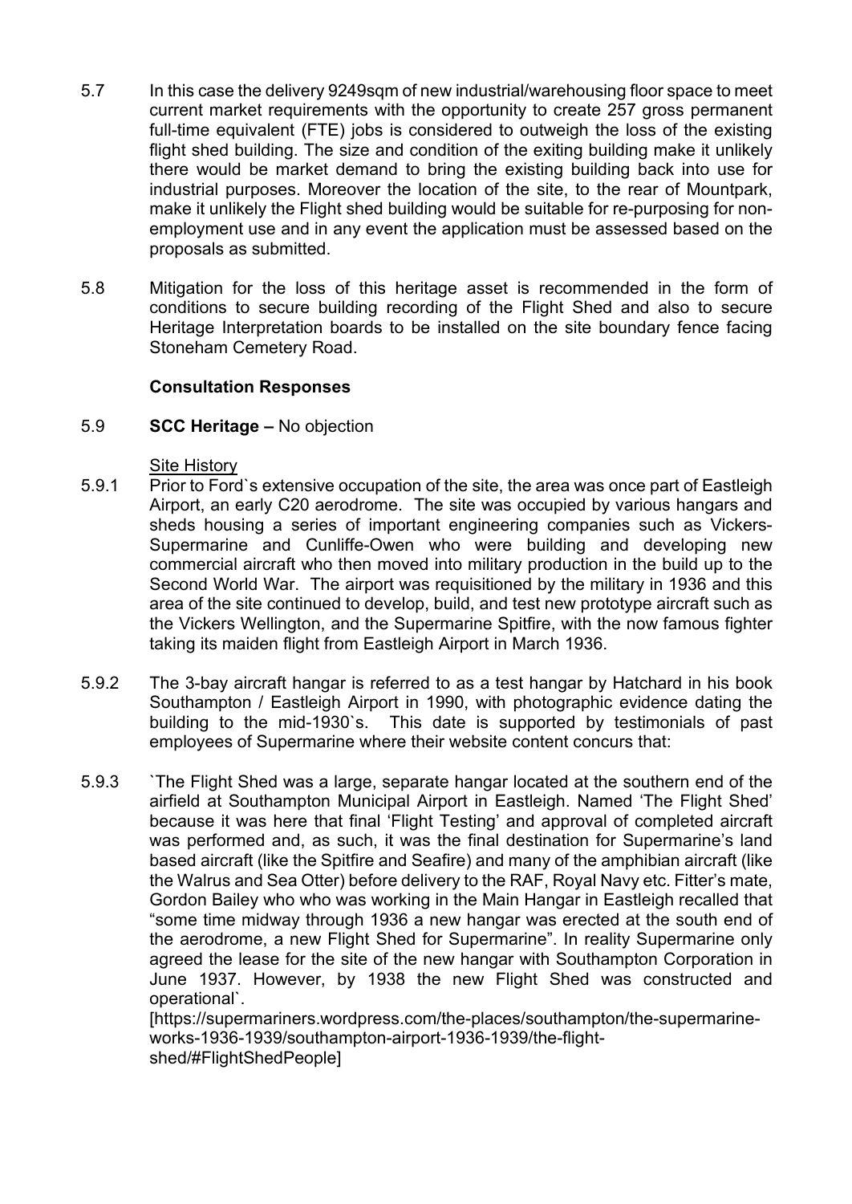5.7 In this case the delivery 9249sqm of new industrial/warehousing floor space to meet current market requirements with the opportunity to create 257 gross permanent full-time equivalent (FTE) jobs is considered to outweigh the loss of the existing flight shed building. The size and condition of the exiting building make it unlikely there would be market demand to bring the existing building back into use for industrial purposes. Moreover the location of the site, to the rear of Mountpark, make it unlikely the Flight shed building would be suitable for re-purposing for non-employment use and in any event the application must be assessed based on the proposals as submitted.

5.8 Mitigation for the loss of this heritage asset is recommended in the form of conditions to secure building recording of the Flight Shed and also to secure Heritage Interpretation boards to be installed on the site boundary fence facing Stoneham Cemetery Road.

**Consultation Responses**

5.9 **SCC Heritage –** No objection

Site History

5.9.1 Prior to Ford`s extensive occupation of the site, the area was once part of Eastleigh Airport, an early C20 aerodrome. The site was occupied by various hangars and sheds housing a series of important engineering companies such as Vickers-Supermarine and Cunliffe-Owen who were building and developing new commercial aircraft who then moved into military production in the build up to the Second World War. The airport was requisitioned by the military in 1936 and this area of the site continued to develop, build, and test new prototype aircraft such as the Vickers Wellington, and the Supermarine Spitfire, with the now famous fighter taking its maiden flight from Eastleigh Airport in March 1936.

5.9.2 The 3-bay aircraft hangar is referred to as a test hangar by Hatchard in his book Southampton / Eastleigh Airport in 1990, with photographic evidence dating the building to the mid-1930`s. This date is supported by testimonials of past employees of Supermarine where their website content concurs that:

5.9.3 `The Flight Shed was a large, separate hangar located at the southern end of the airfield at Southampton Municipal Airport in Eastleigh. Named 'The Flight Shed' because it was here that final 'Flight Testing' and approval of completed aircraft was performed and, as such, it was the final destination for Supermarine's land based aircraft (like the Spitfire and Seafire) and many of the amphibian aircraft (like the Walrus and Sea Otter) before delivery to the RAF, Royal Navy etc. Fitter's mate, Gordon Bailey who who was working in the Main Hangar in Eastleigh recalled that "some time midway through 1936 a new hangar was erected at the south end of the aerodrome, a new Flight Shed for Supermarine". In reality Supermarine only agreed the lease for the site of the new hangar with Southampton Corporation in June 1937. However, by 1938 the new Flight Shed was constructed and operational`.
[https://supermariners.wordpress.com/the-places/southampton/the-supermarine-works-1936-1939/southampton-airport-1936-1939/the-flight-shed/#FlightShedPeople]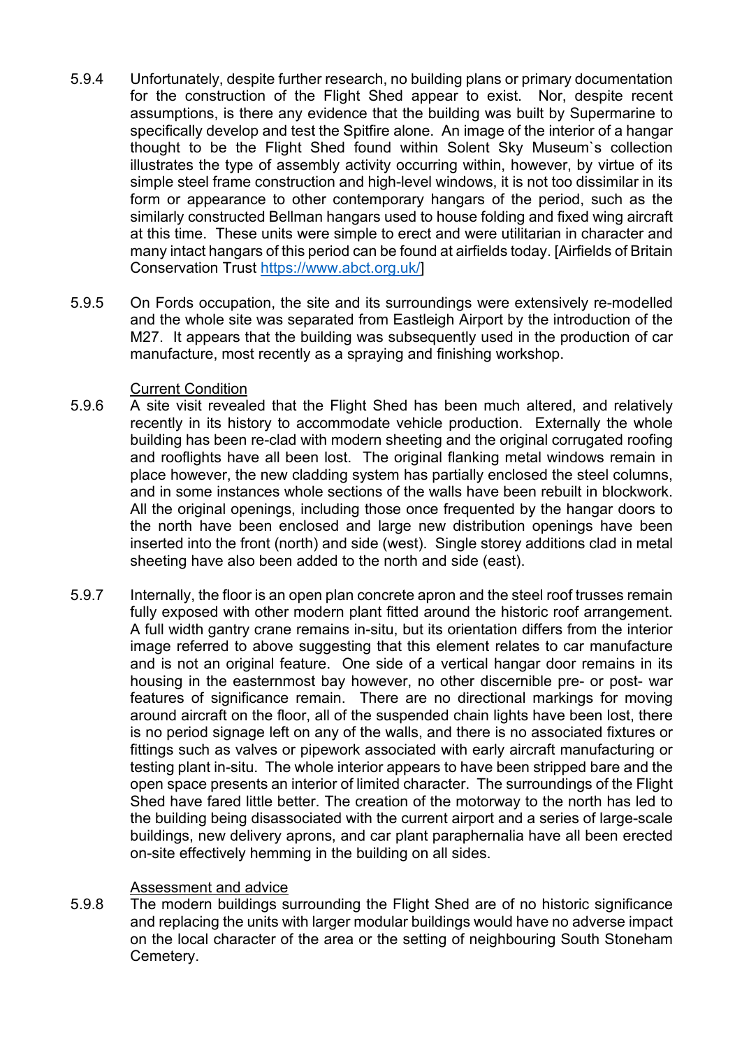5.9.4 Unfortunately, despite further research, no building plans or primary documentation for the construction of the Flight Shed appear to exist. Nor, despite recent assumptions, is there any evidence that the building was built by Supermarine to specifically develop and test the Spitfire alone. An image of the interior of a hangar thought to be the Flight Shed found within Solent Sky Museum`s collection illustrates the type of assembly activity occurring within, however, by virtue of its simple steel frame construction and high-level windows, it is not too dissimilar in its form or appearance to other contemporary hangars of the period, such as the similarly constructed Bellman hangars used to house folding and fixed wing aircraft at this time. These units were simple to erect and were utilitarian in character and many intact hangars of this period can be found at airfields today. [Airfields of Britain Conservation Trust https://www.abct.org.uk/]

5.9.5 On Fords occupation, the site and its surroundings were extensively re-modelled and the whole site was separated from Eastleigh Airport by the introduction of the M27. It appears that the building was subsequently used in the production of car manufacture, most recently as a spraying and finishing workshop.

<u>Current Condition</u>

5.9.6 A site visit revealed that the Flight Shed has been much altered, and relatively recently in its history to accommodate vehicle production. Externally the whole building has been re-clad with modern sheeting and the original corrugated roofing and rooflights have all been lost. The original flanking metal windows remain in place however, the new cladding system has partially enclosed the steel columns, and in some instances whole sections of the walls have been rebuilt in blockwork. All the original openings, including those once frequented by the hangar doors to the north have been enclosed and large new distribution openings have been inserted into the front (north) and side (west). Single storey additions clad in metal sheeting have also been added to the north and side (east).

5.9.7 Internally, the floor is an open plan concrete apron and the steel roof trusses remain fully exposed with other modern plant fitted around the historic roof arrangement. A full width gantry crane remains in-situ, but its orientation differs from the interior image referred to above suggesting that this element relates to car manufacture and is not an original feature. One side of a vertical hangar door remains in its housing in the easternmost bay however, no other discernible pre- or post- war features of significance remain. There are no directional markings for moving around aircraft on the floor, all of the suspended chain lights have been lost, there is no period signage left on any of the walls, and there is no associated fixtures or fittings such as valves or pipework associated with early aircraft manufacturing or testing plant in-situ. The whole interior appears to have been stripped bare and the open space presents an interior of limited character. The surroundings of the Flight Shed have fared little better. The creation of the motorway to the north has led to the building being disassociated with the current airport and a series of large-scale buildings, new delivery aprons, and car plant paraphernalia have all been erected on-site effectively hemming in the building on all sides.

<u>Assessment and advice</u>

5.9.8 The modern buildings surrounding the Flight Shed are of no historic significance and replacing the units with larger modular buildings would have no adverse impact on the local character of the area or the setting of neighbouring South Stoneham Cemetery.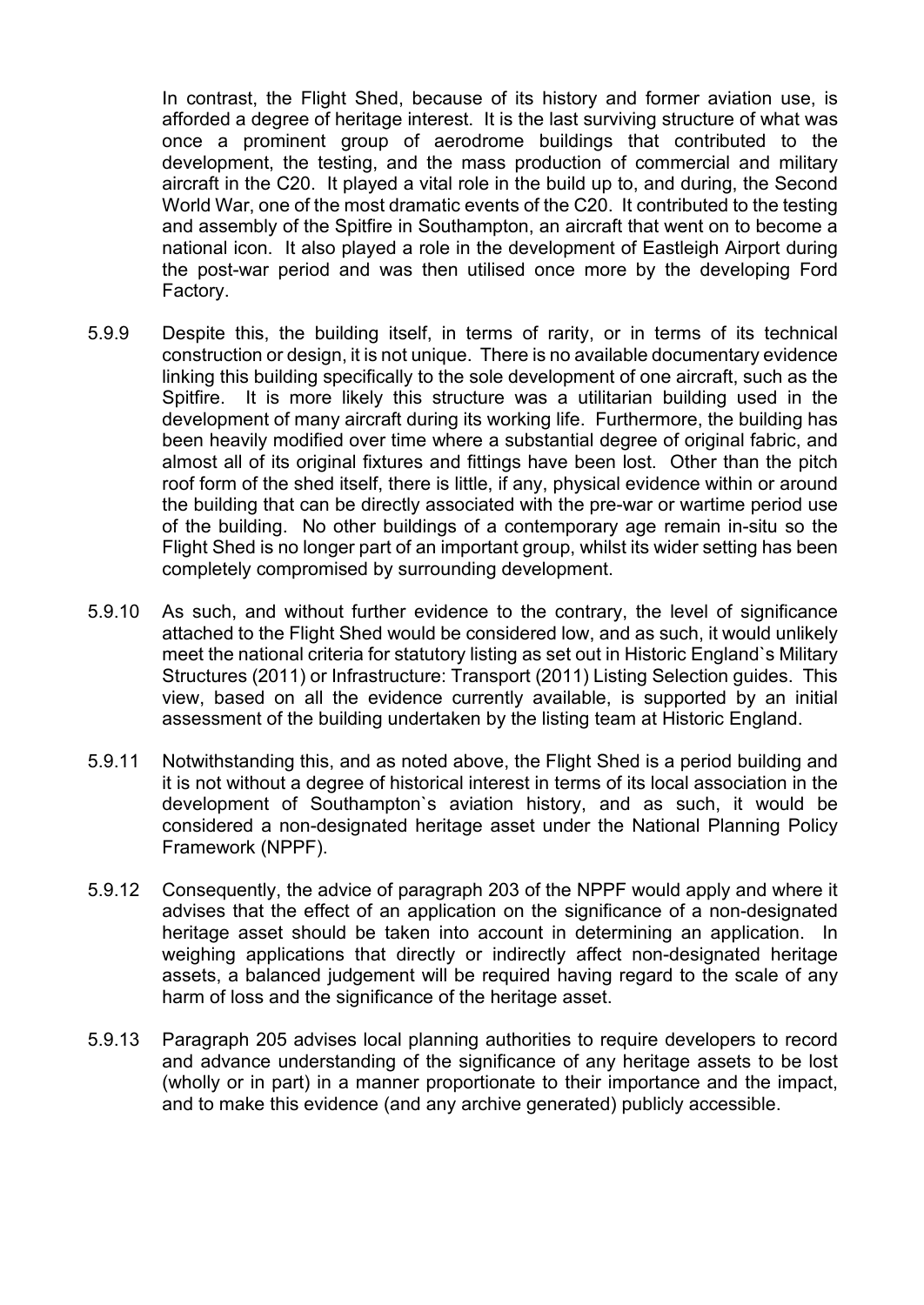In contrast, the Flight Shed, because of its history and former aviation use, is afforded a degree of heritage interest. It is the last surviving structure of what was once a prominent group of aerodrome buildings that contributed to the development, the testing, and the mass production of commercial and military aircraft in the C20. It played a vital role in the build up to, and during, the Second World War, one of the most dramatic events of the C20. It contributed to the testing and assembly of the Spitfire in Southampton, an aircraft that went on to become a national icon. It also played a role in the development of Eastleigh Airport during the post-war period and was then utilised once more by the developing Ford Factory.

5.9.9 Despite this, the building itself, in terms of rarity, or in terms of its technical construction or design, it is not unique. There is no available documentary evidence linking this building specifically to the sole development of one aircraft, such as the Spitfire. It is more likely this structure was a utilitarian building used in the development of many aircraft during its working life. Furthermore, the building has been heavily modified over time where a substantial degree of original fabric, and almost all of its original fixtures and fittings have been lost. Other than the pitch roof form of the shed itself, there is little, if any, physical evidence within or around the building that can be directly associated with the pre-war or wartime period use of the building. No other buildings of a contemporary age remain in-situ so the Flight Shed is no longer part of an important group, whilst its wider setting has been completely compromised by surrounding development.

5.9.10 As such, and without further evidence to the contrary, the level of significance attached to the Flight Shed would be considered low, and as such, it would unlikely meet the national criteria for statutory listing as set out in Historic England`s Military Structures (2011) or Infrastructure: Transport (2011) Listing Selection guides. This view, based on all the evidence currently available, is supported by an initial assessment of the building undertaken by the listing team at Historic England.

5.9.11 Notwithstanding this, and as noted above, the Flight Shed is a period building and it is not without a degree of historical interest in terms of its local association in the development of Southampton`s aviation history, and as such, it would be considered a non-designated heritage asset under the National Planning Policy Framework (NPPF).

5.9.12 Consequently, the advice of paragraph 203 of the NPPF would apply and where it advises that the effect of an application on the significance of a non-designated heritage asset should be taken into account in determining an application. In weighing applications that directly or indirectly affect non-designated heritage assets, a balanced judgement will be required having regard to the scale of any harm of loss and the significance of the heritage asset.

5.9.13 Paragraph 205 advises local planning authorities to require developers to record and advance understanding of the significance of any heritage assets to be lost (wholly or in part) in a manner proportionate to their importance and the impact, and to make this evidence (and any archive generated) publicly accessible.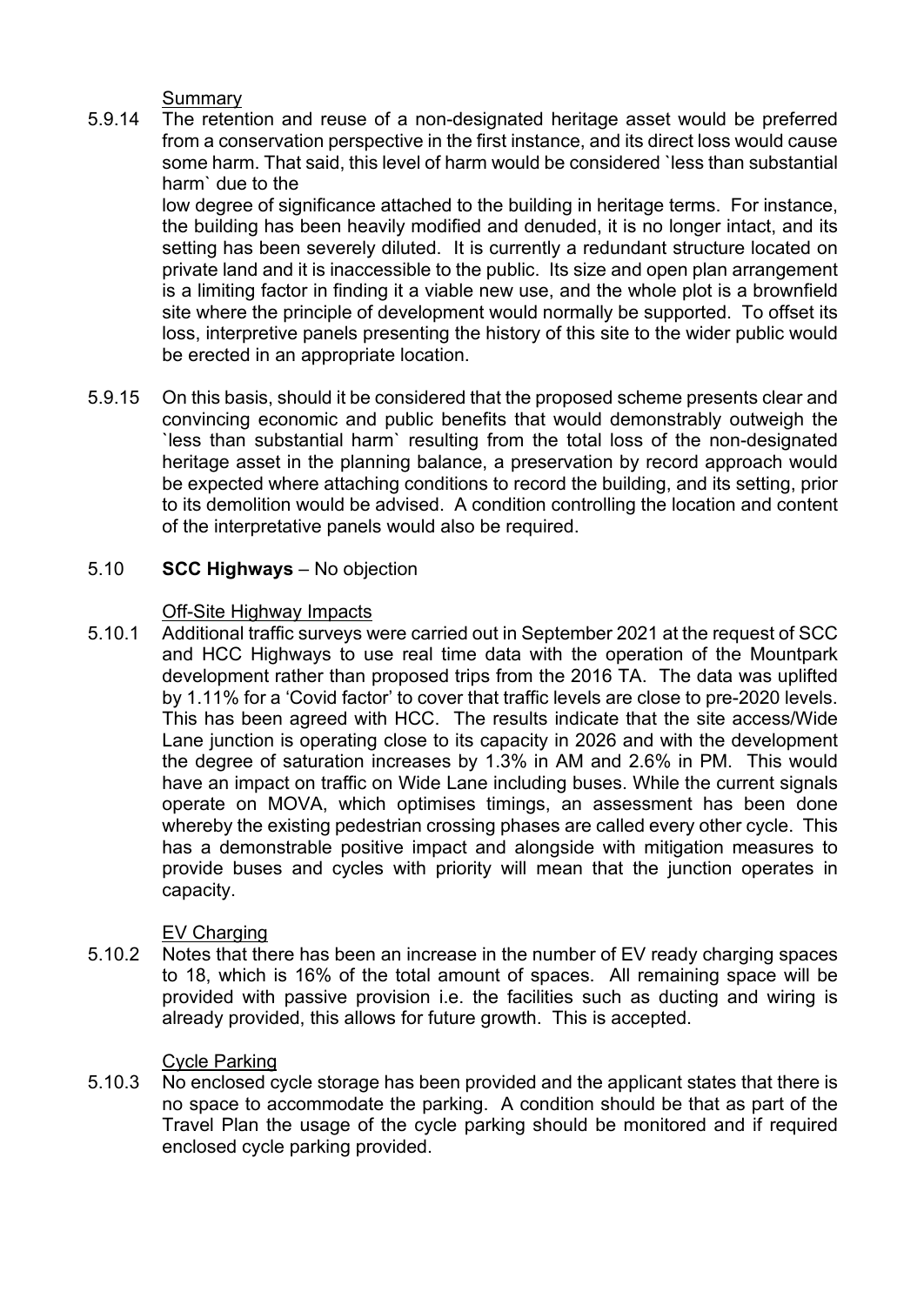Summary

5.9.14 The retention and reuse of a non-designated heritage asset would be preferred from a conservation perspective in the first instance, and its direct loss would cause some harm. That said, this level of harm would be considered `less than substantial harm` due to the low degree of significance attached to the building in heritage terms. For instance, the building has been heavily modified and denuded, it is no longer intact, and its setting has been severely diluted. It is currently a redundant structure located on private land and it is inaccessible to the public. Its size and open plan arrangement is a limiting factor in finding it a viable new use, and the whole plot is a brownfield site where the principle of development would normally be supported. To offset its loss, interpretive panels presenting the history of this site to the wider public would be erected in an appropriate location.

5.9.15 On this basis, should it be considered that the proposed scheme presents clear and convincing economic and public benefits that would demonstrably outweigh the `less than substantial harm` resulting from the total loss of the non-designated heritage asset in the planning balance, a preservation by record approach would be expected where attaching conditions to record the building, and its setting, prior to its demolition would be advised. A condition controlling the location and content of the interpretative panels would also be required.

5.10 **SCC Highways** – No objection

Off-Site Highway Impacts

5.10.1 Additional traffic surveys were carried out in September 2021 at the request of SCC and HCC Highways to use real time data with the operation of the Mountpark development rather than proposed trips from the 2016 TA. The data was uplifted by 1.11% for a 'Covid factor' to cover that traffic levels are close to pre-2020 levels. This has been agreed with HCC. The results indicate that the site access/Wide Lane junction is operating close to its capacity in 2026 and with the development the degree of saturation increases by 1.3% in AM and 2.6% in PM. This would have an impact on traffic on Wide Lane including buses. While the current signals operate on MOVA, which optimises timings, an assessment has been done whereby the existing pedestrian crossing phases are called every other cycle. This has a demonstrable positive impact and alongside with mitigation measures to provide buses and cycles with priority will mean that the junction operates in capacity.

EV Charging

5.10.2 Notes that there has been an increase in the number of EV ready charging spaces to 18, which is 16% of the total amount of spaces. All remaining space will be provided with passive provision i.e. the facilities such as ducting and wiring is already provided, this allows for future growth. This is accepted.

Cycle Parking

5.10.3 No enclosed cycle storage has been provided and the applicant states that there is no space to accommodate the parking. A condition should be that as part of the Travel Plan the usage of the cycle parking should be monitored and if required enclosed cycle parking provided.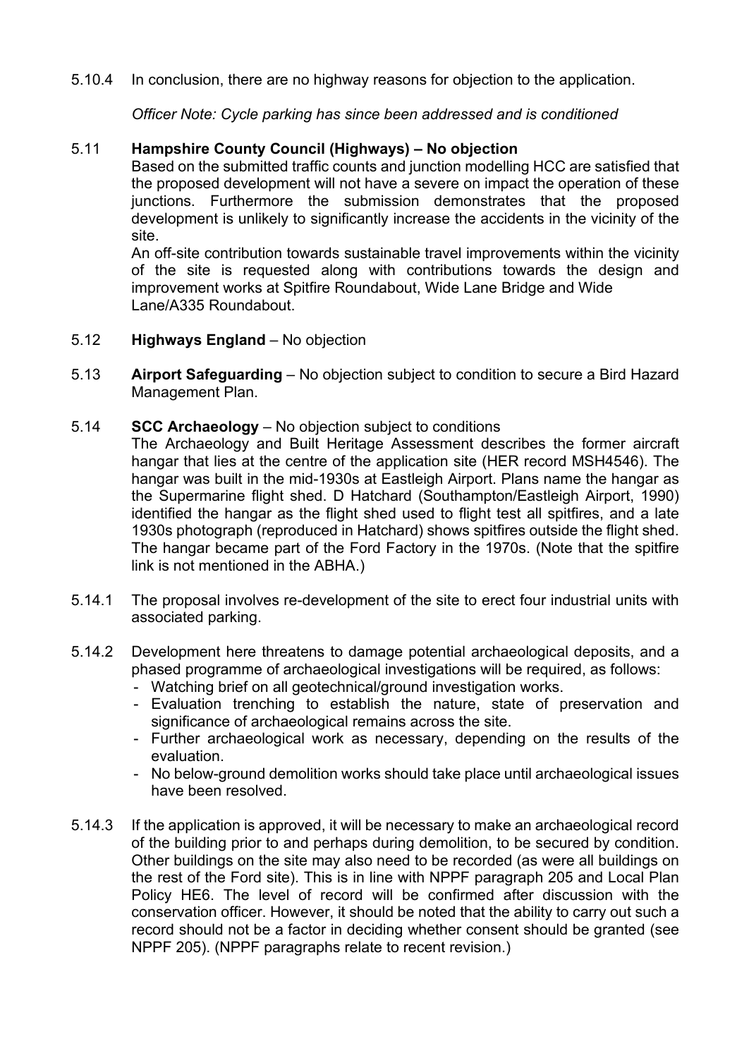5.10.4 In conclusion, there are no highway reasons for objection to the application.

*Officer Note: Cycle parking has since been addressed and is conditioned*

5.11 **Hampshire County Council (Highways) – No objection**

Based on the submitted traffic counts and junction modelling HCC are satisfied that the proposed development will not have a severe on impact the operation of these junctions. Furthermore the submission demonstrates that the proposed development is unlikely to significantly increase the accidents in the vicinity of the site.

An off-site contribution towards sustainable travel improvements within the vicinity of the site is requested along with contributions towards the design and improvement works at Spitfire Roundabout, Wide Lane Bridge and Wide Lane/A335 Roundabout.

5.12 **Highways England** – No objection

5.13 **Airport Safeguarding** – No objection subject to condition to secure a Bird Hazard Management Plan.

5.14 **SCC Archaeology** – No objection subject to conditions

The Archaeology and Built Heritage Assessment describes the former aircraft hangar that lies at the centre of the application site (HER record MSH4546). The hangar was built in the mid-1930s at Eastleigh Airport. Plans name the hangar as the Supermarine flight shed. D Hatchard (Southampton/Eastleigh Airport, 1990) identified the hangar as the flight shed used to flight test all spitfires, and a late 1930s photograph (reproduced in Hatchard) shows spitfires outside the flight shed. The hangar became part of the Ford Factory in the 1970s. (Note that the spitfire link is not mentioned in the ABHA.)

5.14.1 The proposal involves re-development of the site to erect four industrial units with associated parking.

5.14.2 Development here threatens to damage potential archaeological deposits, and a phased programme of archaeological investigations will be required, as follows:

- Watching brief on all geotechnical/ground investigation works.
- Evaluation trenching to establish the nature, state of preservation and significance of archaeological remains across the site.
- Further archaeological work as necessary, depending on the results of the evaluation.
- No below-ground demolition works should take place until archaeological issues have been resolved.

5.14.3 If the application is approved, it will be necessary to make an archaeological record of the building prior to and perhaps during demolition, to be secured by condition. Other buildings on the site may also need to be recorded (as were all buildings on the rest of the Ford site). This is in line with NPPF paragraph 205 and Local Plan Policy HE6. The level of record will be confirmed after discussion with the conservation officer. However, it should be noted that the ability to carry out such a record should not be a factor in deciding whether consent should be granted (see NPPF 205). (NPPF paragraphs relate to recent revision.)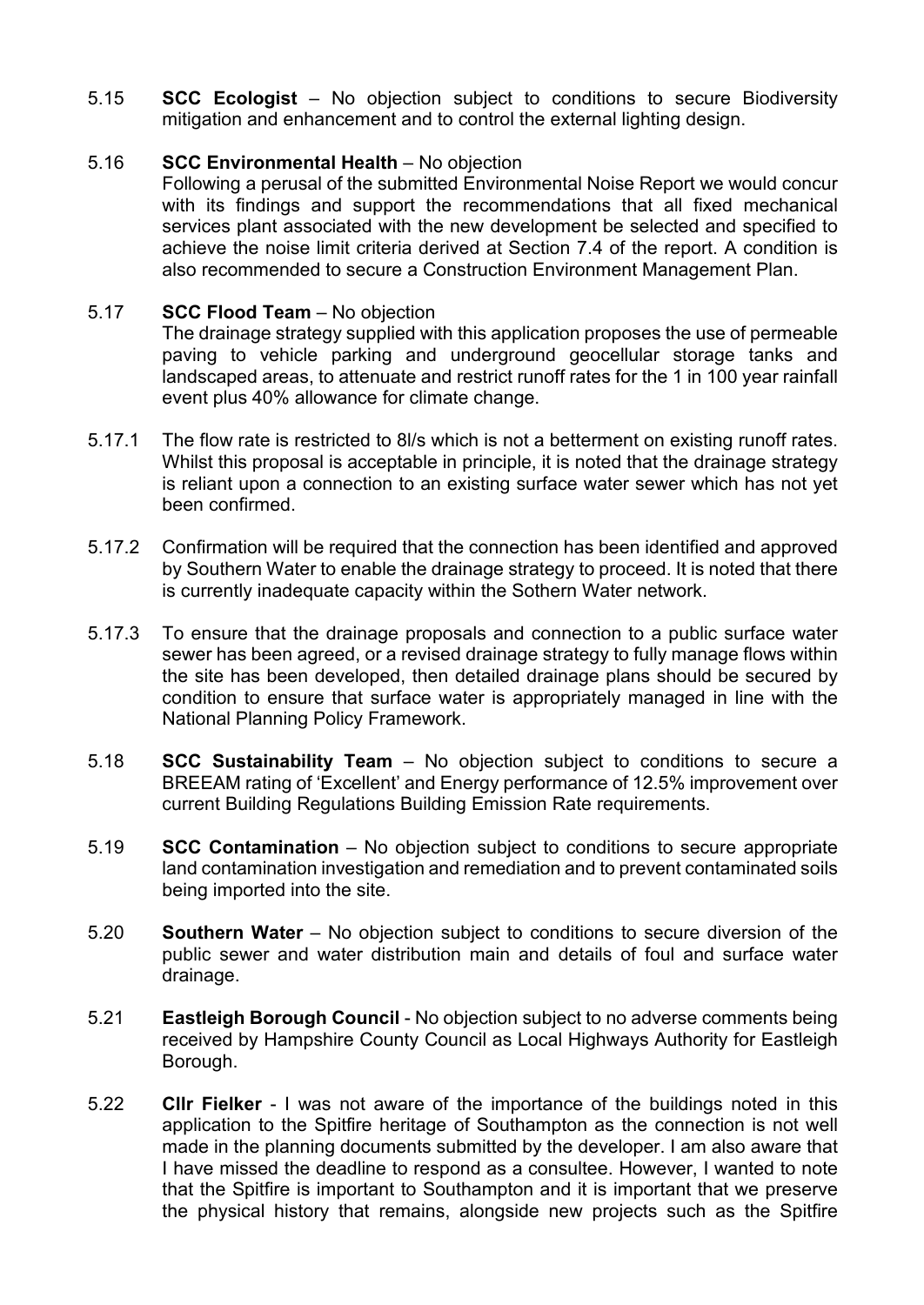5.15 **SCC Ecologist** – No objection subject to conditions to secure Biodiversity mitigation and enhancement and to control the external lighting design.

5.16 **SCC Environmental Health** – No objection
Following a perusal of the submitted Environmental Noise Report we would concur with its findings and support the recommendations that all fixed mechanical services plant associated with the new development be selected and specified to achieve the noise limit criteria derived at Section 7.4 of the report. A condition is also recommended to secure a Construction Environment Management Plan.

5.17 **SCC Flood Team** – No objection
The drainage strategy supplied with this application proposes the use of permeable paving to vehicle parking and underground geocellular storage tanks and landscaped areas, to attenuate and restrict runoff rates for the 1 in 100 year rainfall event plus 40% allowance for climate change.

5.17.1 The flow rate is restricted to 8l/s which is not a betterment on existing runoff rates. Whilst this proposal is acceptable in principle, it is noted that the drainage strategy is reliant upon a connection to an existing surface water sewer which has not yet been confirmed.

5.17.2 Confirmation will be required that the connection has been identified and approved by Southern Water to enable the drainage strategy to proceed. It is noted that there is currently inadequate capacity within the Sothern Water network.

5.17.3 To ensure that the drainage proposals and connection to a public surface water sewer has been agreed, or a revised drainage strategy to fully manage flows within the site has been developed, then detailed drainage plans should be secured by condition to ensure that surface water is appropriately managed in line with the National Planning Policy Framework.

5.18 **SCC Sustainability Team** – No objection subject to conditions to secure a BREEAM rating of 'Excellent' and Energy performance of 12.5% improvement over current Building Regulations Building Emission Rate requirements.

5.19 **SCC Contamination** – No objection subject to conditions to secure appropriate land contamination investigation and remediation and to prevent contaminated soils being imported into the site.

5.20 **Southern Water** – No objection subject to conditions to secure diversion of the public sewer and water distribution main and details of foul and surface water drainage.

5.21 **Eastleigh Borough Council** - No objection subject to no adverse comments being received by Hampshire County Council as Local Highways Authority for Eastleigh Borough.

5.22 **Cllr Fielker** - I was not aware of the importance of the buildings noted in this application to the Spitfire heritage of Southampton as the connection is not well made in the planning documents submitted by the developer. I am also aware that I have missed the deadline to respond as a consultee. However, I wanted to note that the Spitfire is important to Southampton and it is important that we preserve the physical history that remains, alongside new projects such as the Spitfire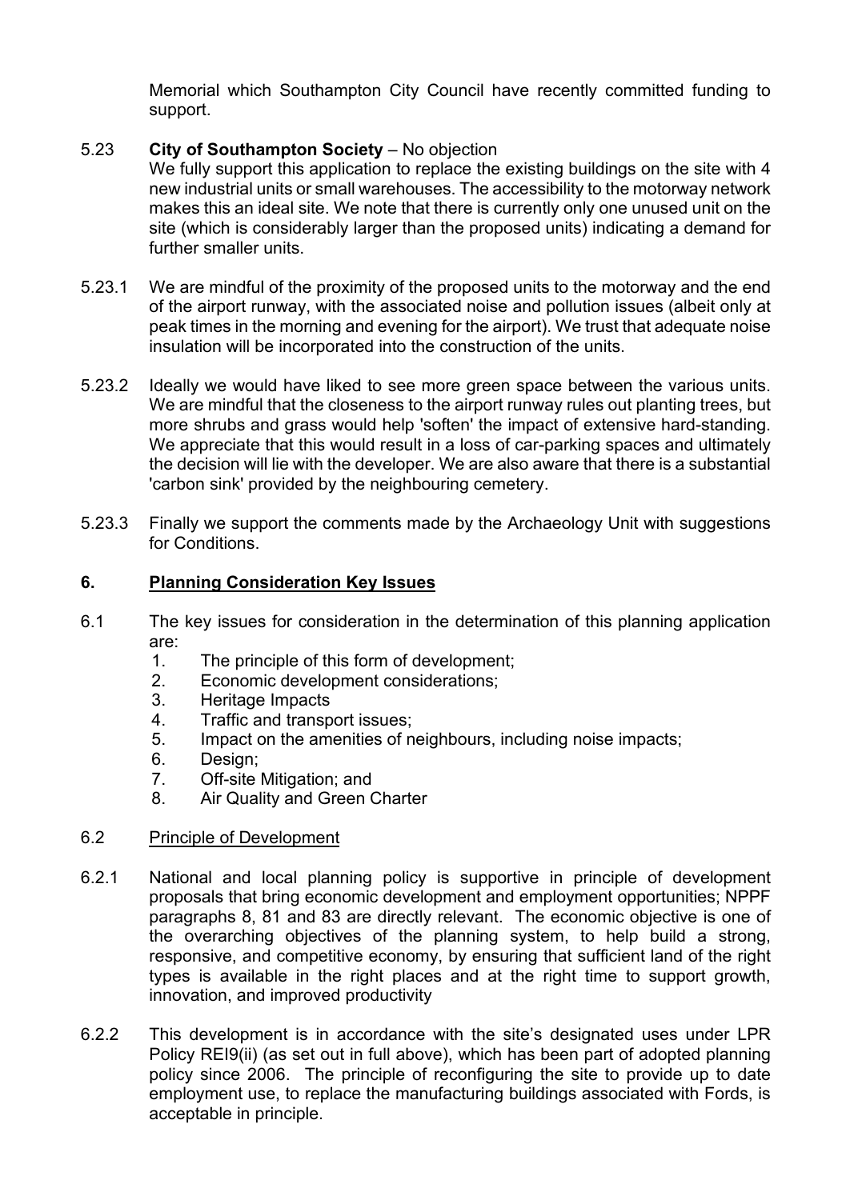Memorial which Southampton City Council have recently committed funding to support.

5.23 **City of Southampton Society** – No objection

We fully support this application to replace the existing buildings on the site with 4 new industrial units or small warehouses. The accessibility to the motorway network makes this an ideal site. We note that there is currently only one unused unit on the site (which is considerably larger than the proposed units) indicating a demand for further smaller units.

5.23.1 We are mindful of the proximity of the proposed units to the motorway and the end of the airport runway, with the associated noise and pollution issues (albeit only at peak times in the morning and evening for the airport). We trust that adequate noise insulation will be incorporated into the construction of the units.

5.23.2 Ideally we would have liked to see more green space between the various units. We are mindful that the closeness to the airport runway rules out planting trees, but more shrubs and grass would help 'soften' the impact of extensive hard-standing. We appreciate that this would result in a loss of car-parking spaces and ultimately the decision will lie with the developer. We are also aware that there is a substantial 'carbon sink' provided by the neighbouring cemetery.

5.23.3 Finally we support the comments made by the Archaeology Unit with suggestions for Conditions.

## 6. Planning Consideration Key Issues

6.1 The key issues for consideration in the determination of this planning application are:

1. The principle of this form of development;
2. Economic development considerations;
3. Heritage Impacts
4. Traffic and transport issues;
5. Impact on the amenities of neighbours, including noise impacts;
6. Design;
7. Off-site Mitigation; and
8. Air Quality and Green Charter

### 6.2 Principle of Development

6.2.1 National and local planning policy is supportive in principle of development proposals that bring economic development and employment opportunities; NPPF paragraphs 8, 81 and 83 are directly relevant. The economic objective is one of the overarching objectives of the planning system, to help build a strong, responsive, and competitive economy, by ensuring that sufficient land of the right types is available in the right places and at the right time to support growth, innovation, and improved productivity

6.2.2 This development is in accordance with the site's designated uses under LPR Policy REI9(ii) (as set out in full above), which has been part of adopted planning policy since 2006. The principle of reconfiguring the site to provide up to date employment use, to replace the manufacturing buildings associated with Fords, is acceptable in principle.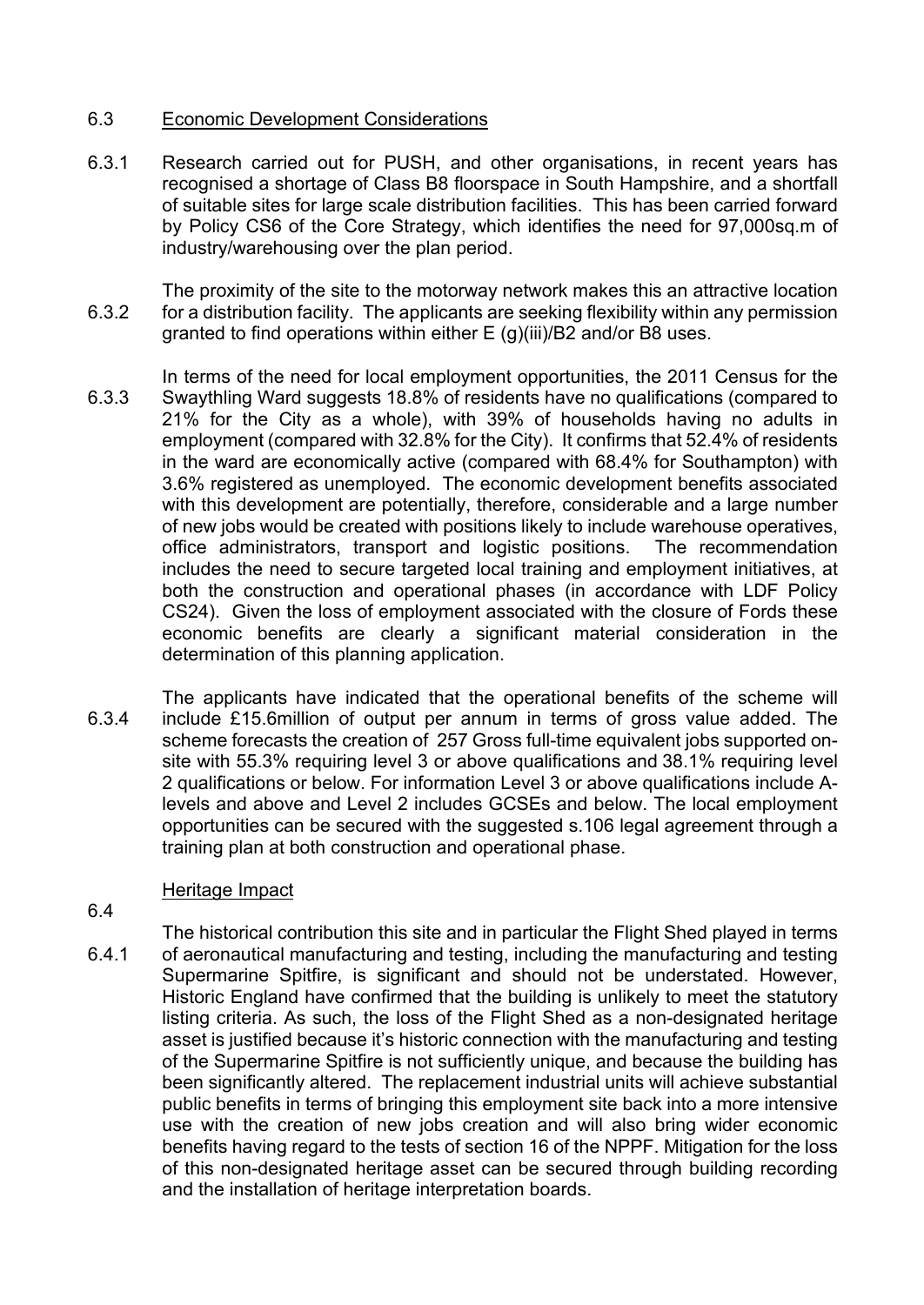6.3 <u>Economic Development Considerations</u>

6.3.1 Research carried out for PUSH, and other organisations, in recent years has recognised a shortage of Class B8 floorspace in South Hampshire, and a shortfall of suitable sites for large scale distribution facilities. This has been carried forward by Policy CS6 of the Core Strategy, which identifies the need for 97,000sq.m of industry/warehousing over the plan period.

6.3.2 The proximity of the site to the motorway network makes this an attractive location for a distribution facility. The applicants are seeking flexibility within any permission granted to find operations within either E (g)(iii)/B2 and/or B8 uses.

6.3.3 In terms of the need for local employment opportunities, the 2011 Census for the Swaythling Ward suggests 18.8% of residents have no qualifications (compared to 21% for the City as a whole), with 39% of households having no adults in employment (compared with 32.8% for the City). It confirms that 52.4% of residents in the ward are economically active (compared with 68.4% for Southampton) with 3.6% registered as unemployed. The economic development benefits associated with this development are potentially, therefore, considerable and a large number of new jobs would be created with positions likely to include warehouse operatives, office administrators, transport and logistic positions. The recommendation includes the need to secure targeted local training and employment initiatives, at both the construction and operational phases (in accordance with LDF Policy CS24). Given the loss of employment associated with the closure of Fords these economic benefits are clearly a significant material consideration in the determination of this planning application.

6.3.4 The applicants have indicated that the operational benefits of the scheme will include £15.6million of output per annum in terms of gross value added. The scheme forecasts the creation of 257 Gross full-time equivalent jobs supported on-site with 55.3% requiring level 3 or above qualifications and 38.1% requiring level 2 qualifications or below. For information Level 3 or above qualifications include A-levels and above and Level 2 includes GCSEs and below. The local employment opportunities can be secured with the suggested s.106 legal agreement through a training plan at both construction and operational phase.

6.4 <u>Heritage Impact</u>

6.4.1 The historical contribution this site and in particular the Flight Shed played in terms of aeronautical manufacturing and testing, including the manufacturing and testing Supermarine Spitfire, is significant and should not be understated. However, Historic England have confirmed that the building is unlikely to meet the statutory listing criteria. As such, the loss of the Flight Shed as a non-designated heritage asset is justified because it's historic connection with the manufacturing and testing of the Supermarine Spitfire is not sufficiently unique, and because the building has been significantly altered. The replacement industrial units will achieve substantial public benefits in terms of bringing this employment site back into a more intensive use with the creation of new jobs creation and will also bring wider economic benefits having regard to the tests of section 16 of the NPPF. Mitigation for the loss of this non-designated heritage asset can be secured through building recording and the installation of heritage interpretation boards.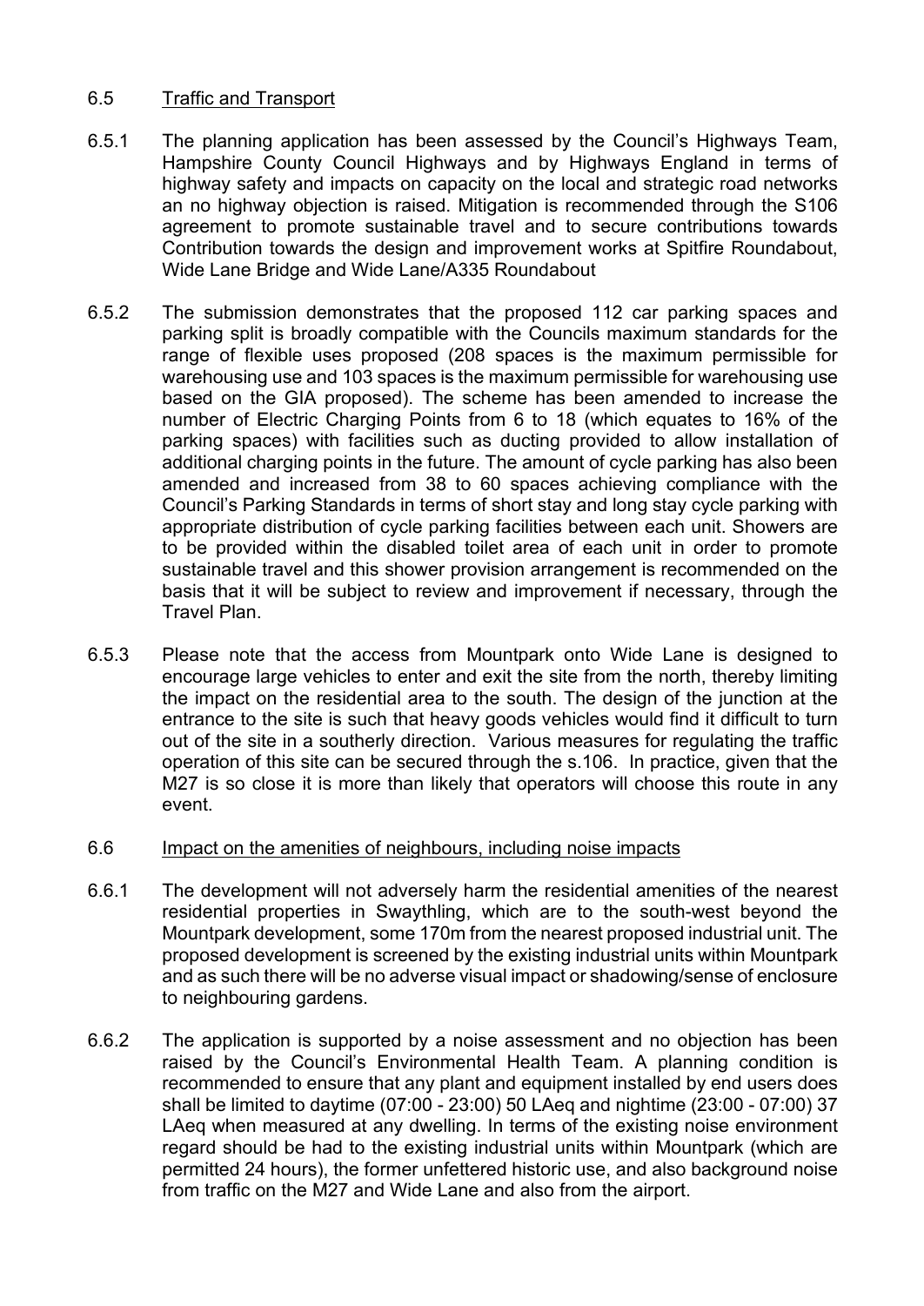### 6.5 <u>Traffic and Transport</u>

6.5.1 The planning application has been assessed by the Council's Highways Team, Hampshire County Council Highways and by Highways England in terms of highway safety and impacts on capacity on the local and strategic road networks an no highway objection is raised. Mitigation is recommended through the S106 agreement to promote sustainable travel and to secure contributions towards Contribution towards the design and improvement works at Spitfire Roundabout, Wide Lane Bridge and Wide Lane/A335 Roundabout

6.5.2 The submission demonstrates that the proposed 112 car parking spaces and parking split is broadly compatible with the Councils maximum standards for the range of flexible uses proposed (208 spaces is the maximum permissible for warehousing use and 103 spaces is the maximum permissible for warehousing use based on the GIA proposed). The scheme has been amended to increase the number of Electric Charging Points from 6 to 18 (which equates to 16% of the parking spaces) with facilities such as ducting provided to allow installation of additional charging points in the future. The amount of cycle parking has also been amended and increased from 38 to 60 spaces achieving compliance with the Council's Parking Standards in terms of short stay and long stay cycle parking with appropriate distribution of cycle parking facilities between each unit. Showers are to be provided within the disabled toilet area of each unit in order to promote sustainable travel and this shower provision arrangement is recommended on the basis that it will be subject to review and improvement if necessary, through the Travel Plan.

6.5.3 Please note that the access from Mountpark onto Wide Lane is designed to encourage large vehicles to enter and exit the site from the north, thereby limiting the impact on the residential area to the south. The design of the junction at the entrance to the site is such that heavy goods vehicles would find it difficult to turn out of the site in a southerly direction. Various measures for regulating the traffic operation of this site can be secured through the s.106. In practice, given that the M27 is so close it is more than likely that operators will choose this route in any event.

### 6.6 <u>Impact on the amenities of neighbours, including noise impacts</u>

6.6.1 The development will not adversely harm the residential amenities of the nearest residential properties in Swaythling, which are to the south-west beyond the Mountpark development, some 170m from the nearest proposed industrial unit. The proposed development is screened by the existing industrial units within Mountpark and as such there will be no adverse visual impact or shadowing/sense of enclosure to neighbouring gardens.

6.6.2 The application is supported by a noise assessment and no objection has been raised by the Council's Environmental Health Team. A planning condition is recommended to ensure that any plant and equipment installed by end users does shall be limited to daytime (07:00 - 23:00) 50 LAeq and nightime (23:00 - 07:00) 37 LAeq when measured at any dwelling. In terms of the existing noise environment regard should be had to the existing industrial units within Mountpark (which are permitted 24 hours), the former unfettered historic use, and also background noise from traffic on the M27 and Wide Lane and also from the airport.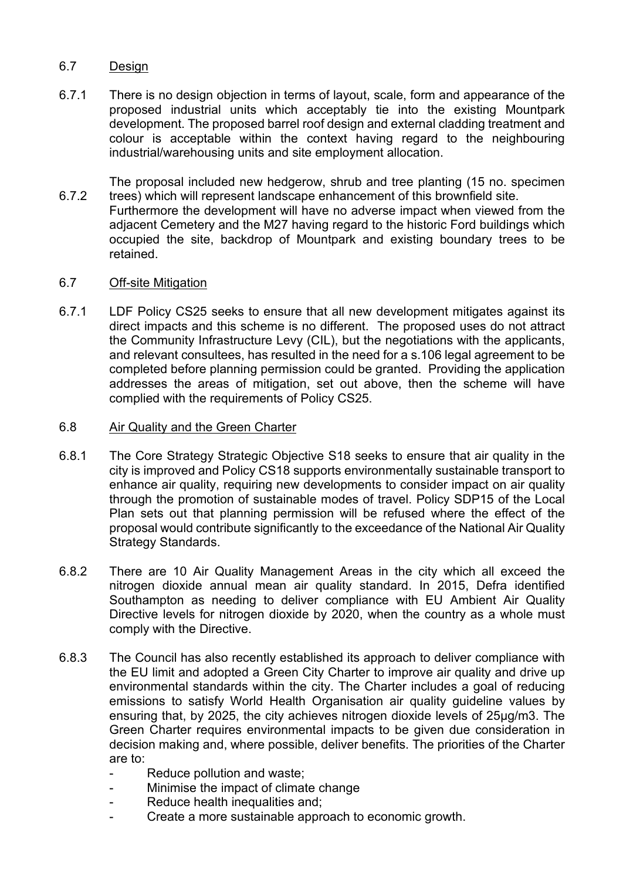## 6.7 Design

6.7.1 There is no design objection in terms of layout, scale, form and appearance of the proposed industrial units which acceptably tie into the existing Mountpark development. The proposed barrel roof design and external cladding treatment and colour is acceptable within the context having regard to the neighbouring industrial/warehousing units and site employment allocation.

6.7.2 The proposal included new hedgerow, shrub and tree planting (15 no. specimen trees) which will represent landscape enhancement of this brownfield site. Furthermore the development will have no adverse impact when viewed from the adjacent Cemetery and the M27 having regard to the historic Ford buildings which occupied the site, backdrop of Mountpark and existing boundary trees to be retained.

## 6.7 Off-site Mitigation

6.7.1 LDF Policy CS25 seeks to ensure that all new development mitigates against its direct impacts and this scheme is no different. The proposed uses do not attract the Community Infrastructure Levy (CIL), but the negotiations with the applicants, and relevant consultees, has resulted in the need for a s.106 legal agreement to be completed before planning permission could be granted. Providing the application addresses the areas of mitigation, set out above, then the scheme will have complied with the requirements of Policy CS25.

## 6.8 Air Quality and the Green Charter

6.8.1 The Core Strategy Strategic Objective S18 seeks to ensure that air quality in the city is improved and Policy CS18 supports environmentally sustainable transport to enhance air quality, requiring new developments to consider impact on air quality through the promotion of sustainable modes of travel. Policy SDP15 of the Local Plan sets out that planning permission will be refused where the effect of the proposal would contribute significantly to the exceedance of the National Air Quality Strategy Standards.

6.8.2 There are 10 Air Quality Management Areas in the city which all exceed the nitrogen dioxide annual mean air quality standard. In 2015, Defra identified Southampton as needing to deliver compliance with EU Ambient Air Quality Directive levels for nitrogen dioxide by 2020, when the country as a whole must comply with the Directive.

6.8.3 The Council has also recently established its approach to deliver compliance with the EU limit and adopted a Green City Charter to improve air quality and drive up environmental standards within the city. The Charter includes a goal of reducing emissions to satisfy World Health Organisation air quality guideline values by ensuring that, by 2025, the city achieves nitrogen dioxide levels of 25µg/m3. The Green Charter requires environmental impacts to be given due consideration in decision making and, where possible, deliver benefits. The priorities of the Charter are to:

- Reduce pollution and waste;
- Minimise the impact of climate change
- Reduce health inequalities and;
- Create a more sustainable approach to economic growth.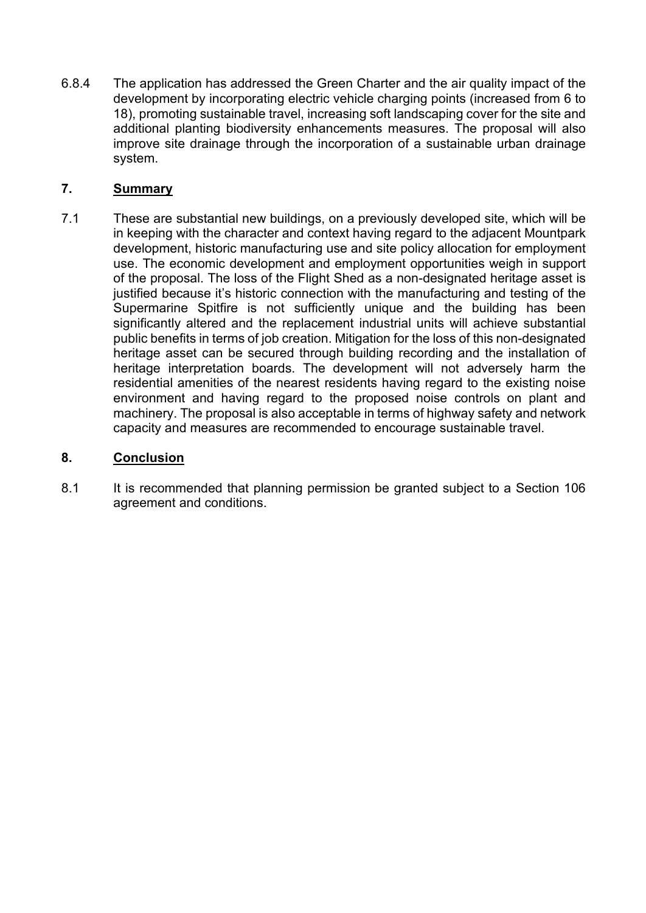6.8.4 The application has addressed the Green Charter and the air quality impact of the development by incorporating electric vehicle charging points (increased from 6 to 18), promoting sustainable travel, increasing soft landscaping cover for the site and additional planting biodiversity enhancements measures. The proposal will also improve site drainage through the incorporation of a sustainable urban drainage system.

## 7. Summary

7.1 These are substantial new buildings, on a previously developed site, which will be in keeping with the character and context having regard to the adjacent Mountpark development, historic manufacturing use and site policy allocation for employment use. The economic development and employment opportunities weigh in support of the proposal. The loss of the Flight Shed as a non-designated heritage asset is justified because it's historic connection with the manufacturing and testing of the Supermarine Spitfire is not sufficiently unique and the building has been significantly altered and the replacement industrial units will achieve substantial public benefits in terms of job creation. Mitigation for the loss of this non-designated heritage asset can be secured through building recording and the installation of heritage interpretation boards. The development will not adversely harm the residential amenities of the nearest residents having regard to the existing noise environment and having regard to the proposed noise controls on plant and machinery. The proposal is also acceptable in terms of highway safety and network capacity and measures are recommended to encourage sustainable travel.

## 8. Conclusion

8.1 It is recommended that planning permission be granted subject to a Section 106 agreement and conditions.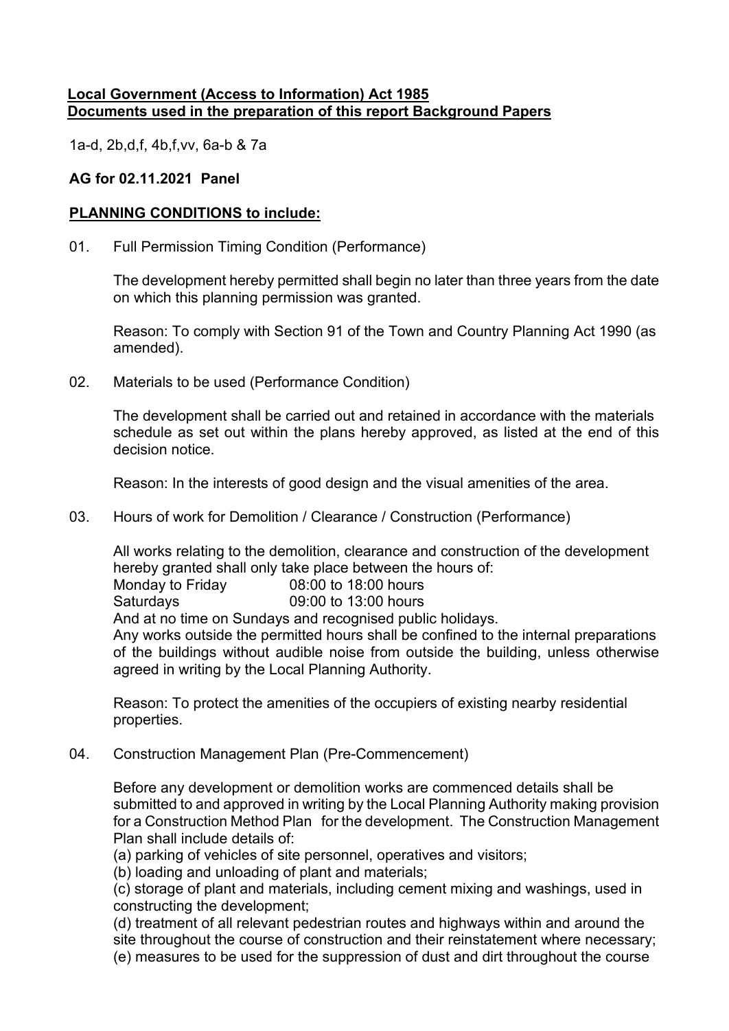**Local Government (Access to Information) Act 1985**
**Documents used in the preparation of this report Background Papers**

1a-d, 2b,d,f, 4b,f,vv, 6a-b & 7a

**AG for 02.11.2021 Panel**

**PLANNING CONDITIONS to include:**

01. Full Permission Timing Condition (Performance)

 The development hereby permitted shall begin no later than three years from the date on which this planning permission was granted.

 Reason: To comply with Section 91 of the Town and Country Planning Act 1990 (as amended).

02. Materials to be used (Performance Condition)

 The development shall be carried out and retained in accordance with the materials schedule as set out within the plans hereby approved, as listed at the end of this decision notice.

 Reason: In the interests of good design and the visual amenities of the area.

03. Hours of work for Demolition / Clearance / Construction (Performance)

 All works relating to the demolition, clearance and construction of the development hereby granted shall only take place between the hours of:
 Monday to Friday 08:00 to 18:00 hours
 Saturdays 09:00 to 13:00 hours
 And at no time on Sundays and recognised public holidays.
 Any works outside the permitted hours shall be confined to the internal preparations of the buildings without audible noise from outside the building, unless otherwise agreed in writing by the Local Planning Authority.

 Reason: To protect the amenities of the occupiers of existing nearby residential properties.

04. Construction Management Plan (Pre-Commencement)

 Before any development or demolition works are commenced details shall be submitted to and approved in writing by the Local Planning Authority making provision for a Construction Method Plan for the development. The Construction Management Plan shall include details of:
 (a) parking of vehicles of site personnel, operatives and visitors;
 (b) loading and unloading of plant and materials;
 (c) storage of plant and materials, including cement mixing and washings, used in constructing the development;
 (d) treatment of all relevant pedestrian routes and highways within and around the site throughout the course of construction and their reinstatement where necessary;
 (e) measures to be used for the suppression of dust and dirt throughout the course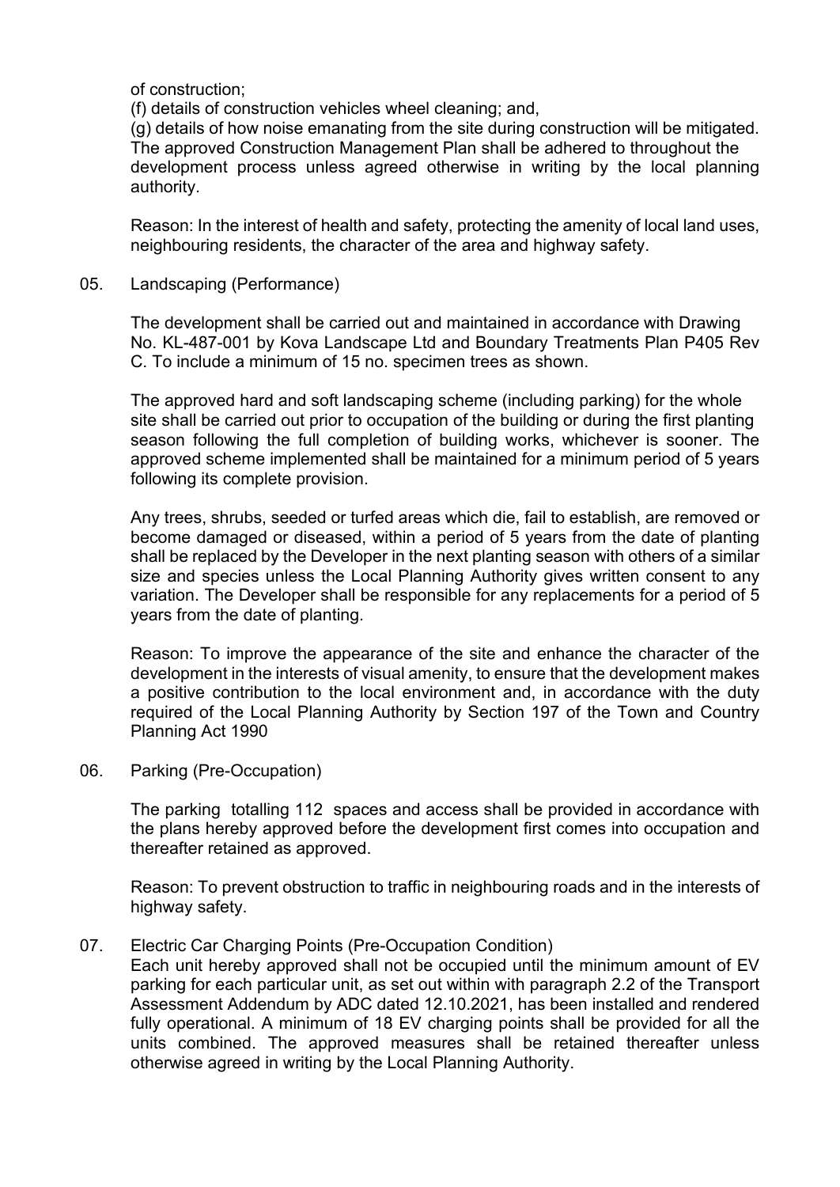of construction;

(f) details of construction vehicles wheel cleaning; and,

(g) details of how noise emanating from the site during construction will be mitigated. The approved Construction Management Plan shall be adhered to throughout the development process unless agreed otherwise in writing by the local planning authority.

Reason: In the interest of health and safety, protecting the amenity of local land uses, neighbouring residents, the character of the area and highway safety.

05. Landscaping (Performance)

The development shall be carried out and maintained in accordance with Drawing No. KL-487-001 by Kova Landscape Ltd and Boundary Treatments Plan P405 Rev C. To include a minimum of 15 no. specimen trees as shown.

The approved hard and soft landscaping scheme (including parking) for the whole site shall be carried out prior to occupation of the building or during the first planting season following the full completion of building works, whichever is sooner. The approved scheme implemented shall be maintained for a minimum period of 5 years following its complete provision.

Any trees, shrubs, seeded or turfed areas which die, fail to establish, are removed or become damaged or diseased, within a period of 5 years from the date of planting shall be replaced by the Developer in the next planting season with others of a similar size and species unless the Local Planning Authority gives written consent to any variation. The Developer shall be responsible for any replacements for a period of 5 years from the date of planting.

Reason: To improve the appearance of the site and enhance the character of the development in the interests of visual amenity, to ensure that the development makes a positive contribution to the local environment and, in accordance with the duty required of the Local Planning Authority by Section 197 of the Town and Country Planning Act 1990

06. Parking (Pre-Occupation)

The parking totalling 112 spaces and access shall be provided in accordance with the plans hereby approved before the development first comes into occupation and thereafter retained as approved.

Reason: To prevent obstruction to traffic in neighbouring roads and in the interests of highway safety.

07. Electric Car Charging Points (Pre-Occupation Condition)

Each unit hereby approved shall not be occupied until the minimum amount of EV parking for each particular unit, as set out within with paragraph 2.2 of the Transport Assessment Addendum by ADC dated 12.10.2021, has been installed and rendered fully operational. A minimum of 18 EV charging points shall be provided for all the units combined. The approved measures shall be retained thereafter unless otherwise agreed in writing by the Local Planning Authority.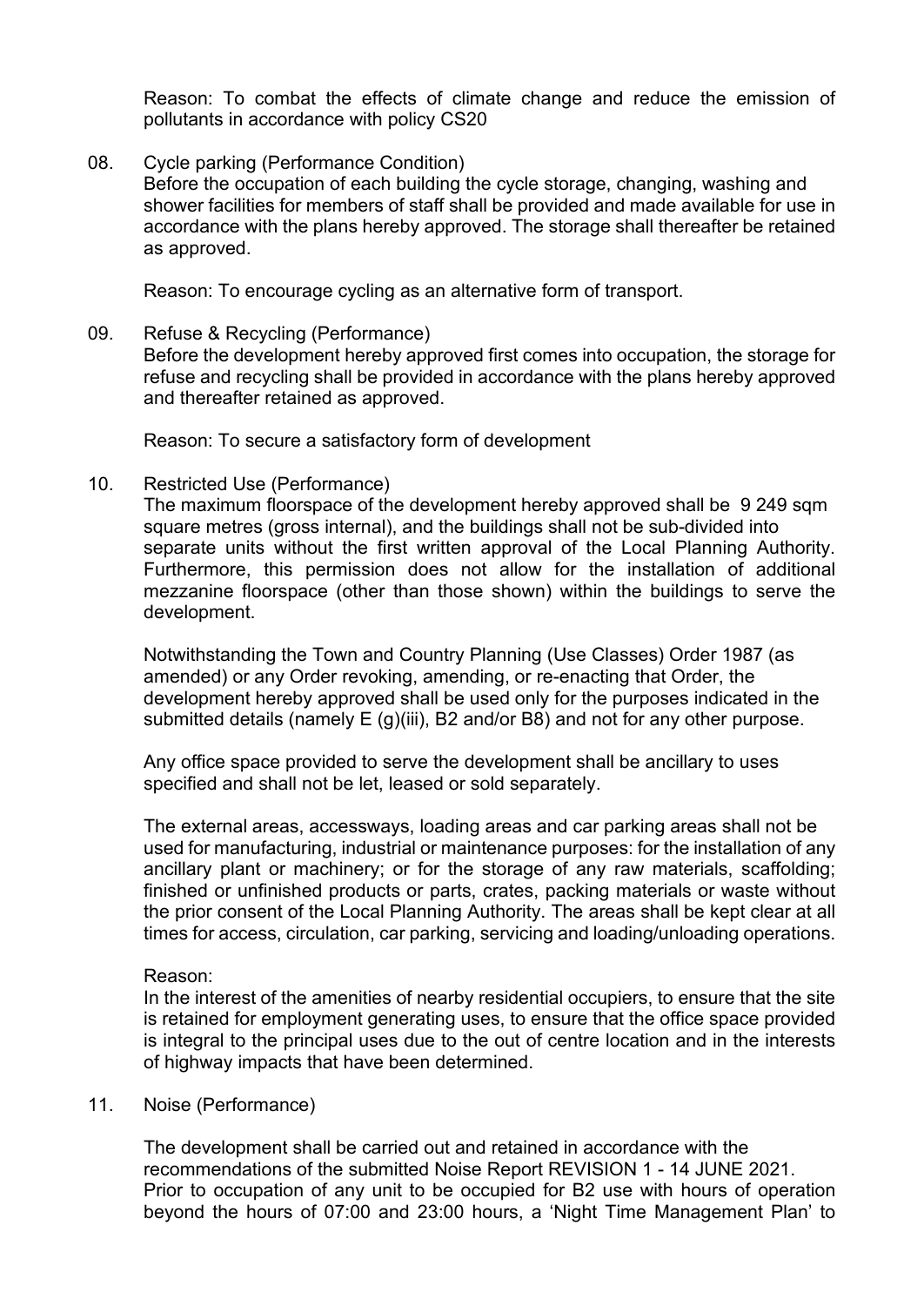Reason: To combat the effects of climate change and reduce the emission of pollutants in accordance with policy CS20

08. Cycle parking (Performance Condition)
Before the occupation of each building the cycle storage, changing, washing and shower facilities for members of staff shall be provided and made available for use in accordance with the plans hereby approved. The storage shall thereafter be retained as approved.

Reason: To encourage cycling as an alternative form of transport.

09. Refuse & Recycling (Performance)
Before the development hereby approved first comes into occupation, the storage for refuse and recycling shall be provided in accordance with the plans hereby approved and thereafter retained as approved.

Reason: To secure a satisfactory form of development

10. Restricted Use (Performance)
The maximum floorspace of the development hereby approved shall be 9 249 sqm square metres (gross internal), and the buildings shall not be sub-divided into separate units without the first written approval of the Local Planning Authority. Furthermore, this permission does not allow for the installation of additional mezzanine floorspace (other than those shown) within the buildings to serve the development.

Notwithstanding the Town and Country Planning (Use Classes) Order 1987 (as amended) or any Order revoking, amending, or re-enacting that Order, the development hereby approved shall be used only for the purposes indicated in the submitted details (namely E (g)(iii), B2 and/or B8) and not for any other purpose.

Any office space provided to serve the development shall be ancillary to uses specified and shall not be let, leased or sold separately.

The external areas, accessways, loading areas and car parking areas shall not be used for manufacturing, industrial or maintenance purposes: for the installation of any ancillary plant or machinery; or for the storage of any raw materials, scaffolding; finished or unfinished products or parts, crates, packing materials or waste without the prior consent of the Local Planning Authority. The areas shall be kept clear at all times for access, circulation, car parking, servicing and loading/unloading operations.

Reason:
In the interest of the amenities of nearby residential occupiers, to ensure that the site is retained for employment generating uses, to ensure that the office space provided is integral to the principal uses due to the out of centre location and in the interests of highway impacts that have been determined.

11. Noise (Performance)

The development shall be carried out and retained in accordance with the recommendations of the submitted Noise Report REVISION 1 - 14 JUNE 2021. Prior to occupation of any unit to be occupied for B2 use with hours of operation beyond the hours of 07:00 and 23:00 hours, a 'Night Time Management Plan' to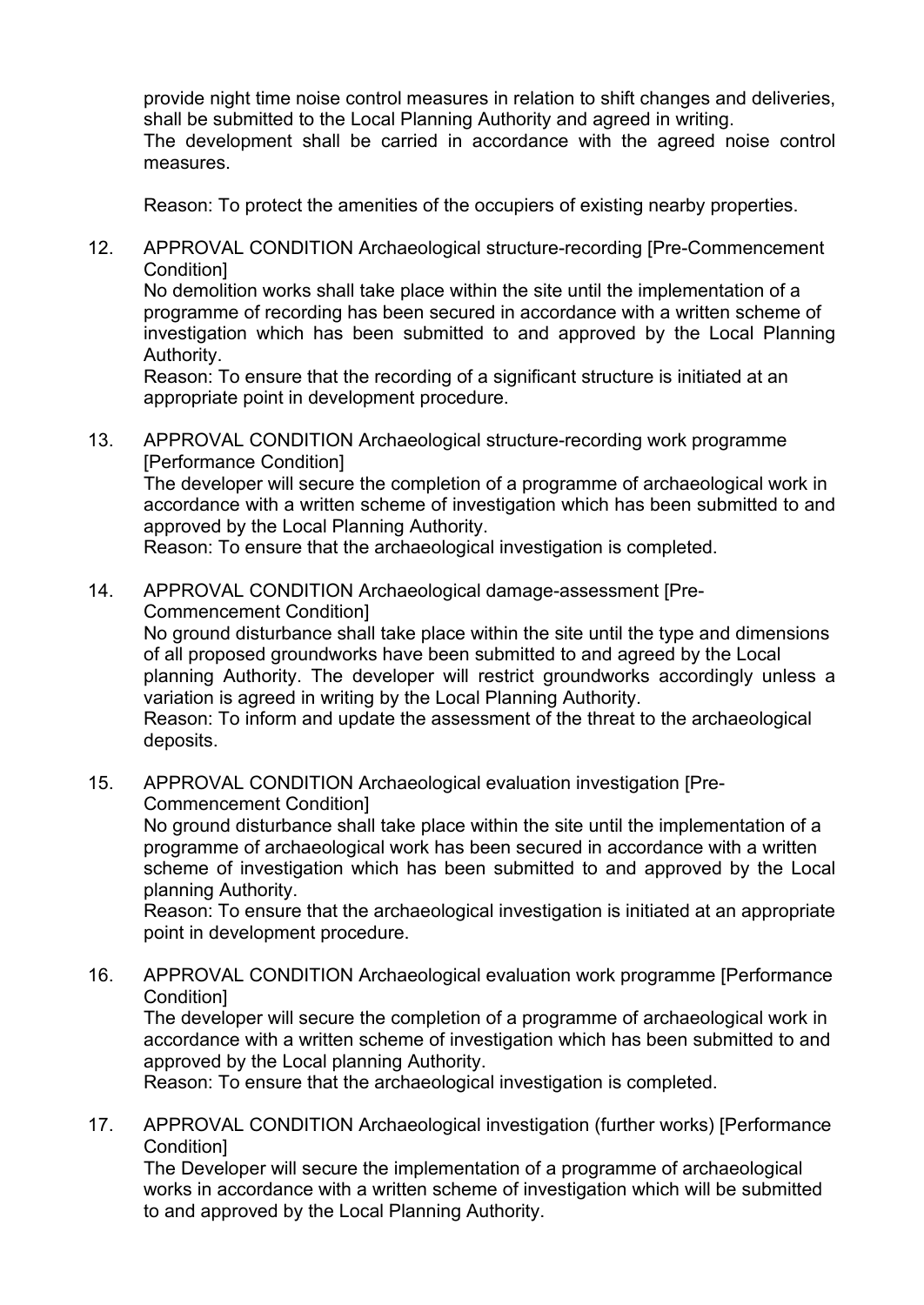provide night time noise control measures in relation to shift changes and deliveries, shall be submitted to the Local Planning Authority and agreed in writing.
The development shall be carried in accordance with the agreed noise control measures.

Reason: To protect the amenities of the occupiers of existing nearby properties.

12. APPROVAL CONDITION Archaeological structure-recording [Pre-Commencement Condition]
No demolition works shall take place within the site until the implementation of a programme of recording has been secured in accordance with a written scheme of investigation which has been submitted to and approved by the Local Planning Authority.
Reason: To ensure that the recording of a significant structure is initiated at an appropriate point in development procedure.

13. APPROVAL CONDITION Archaeological structure-recording work programme [Performance Condition]
The developer will secure the completion of a programme of archaeological work in accordance with a written scheme of investigation which has been submitted to and approved by the Local Planning Authority.
Reason: To ensure that the archaeological investigation is completed.

14. APPROVAL CONDITION Archaeological damage-assessment [Pre-Commencement Condition]
No ground disturbance shall take place within the site until the type and dimensions of all proposed groundworks have been submitted to and agreed by the Local planning Authority. The developer will restrict groundworks accordingly unless a variation is agreed in writing by the Local Planning Authority.
Reason: To inform and update the assessment of the threat to the archaeological deposits.

15. APPROVAL CONDITION Archaeological evaluation investigation [Pre-Commencement Condition]
No ground disturbance shall take place within the site until the implementation of a programme of archaeological work has been secured in accordance with a written scheme of investigation which has been submitted to and approved by the Local planning Authority.
Reason: To ensure that the archaeological investigation is initiated at an appropriate point in development procedure.

16. APPROVAL CONDITION Archaeological evaluation work programme [Performance Condition]
The developer will secure the completion of a programme of archaeological work in accordance with a written scheme of investigation which has been submitted to and approved by the Local planning Authority.
Reason: To ensure that the archaeological investigation is completed.

17. APPROVAL CONDITION Archaeological investigation (further works) [Performance Condition]
The Developer will secure the implementation of a programme of archaeological works in accordance with a written scheme of investigation which will be submitted to and approved by the Local Planning Authority.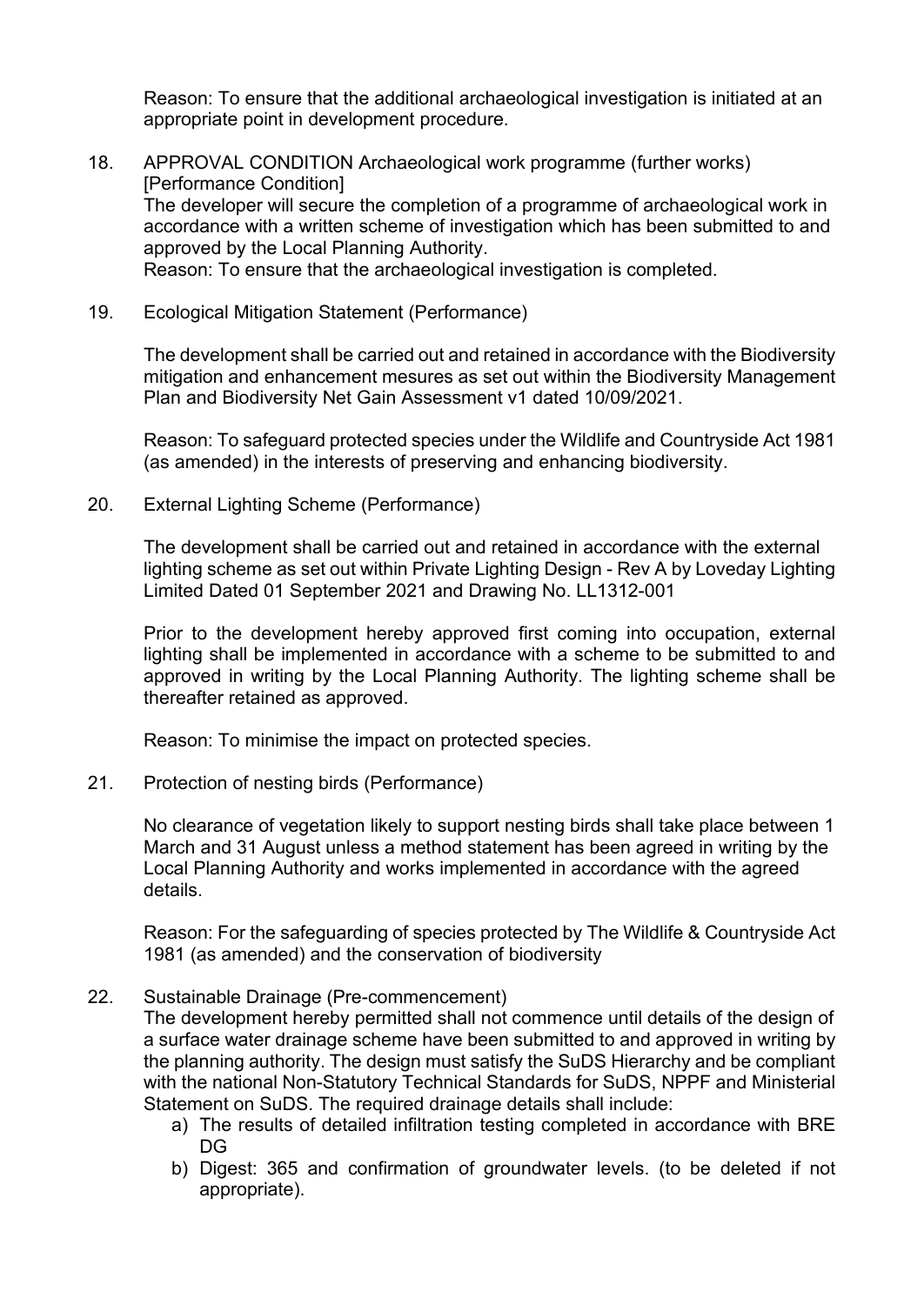Reason: To ensure that the additional archaeological investigation is initiated at an appropriate point in development procedure.

18. APPROVAL CONDITION Archaeological work programme (further works) [Performance Condition]
The developer will secure the completion of a programme of archaeological work in accordance with a written scheme of investigation which has been submitted to and approved by the Local Planning Authority.
Reason: To ensure that the archaeological investigation is completed.

19. Ecological Mitigation Statement (Performance)

The development shall be carried out and retained in accordance with the Biodiversity mitigation and enhancement mesures as set out within the Biodiversity Management Plan and Biodiversity Net Gain Assessment v1 dated 10/09/2021.

Reason: To safeguard protected species under the Wildlife and Countryside Act 1981 (as amended) in the interests of preserving and enhancing biodiversity.

20. External Lighting Scheme (Performance)

The development shall be carried out and retained in accordance with the external lighting scheme as set out within Private Lighting Design - Rev A by Loveday Lighting Limited Dated 01 September 2021 and Drawing No. LL1312-001

Prior to the development hereby approved first coming into occupation, external lighting shall be implemented in accordance with a scheme to be submitted to and approved in writing by the Local Planning Authority. The lighting scheme shall be thereafter retained as approved.

Reason: To minimise the impact on protected species.

21. Protection of nesting birds (Performance)

No clearance of vegetation likely to support nesting birds shall take place between 1 March and 31 August unless a method statement has been agreed in writing by the Local Planning Authority and works implemented in accordance with the agreed details.

Reason: For the safeguarding of species protected by The Wildlife & Countryside Act 1981 (as amended) and the conservation of biodiversity

22. Sustainable Drainage (Pre-commencement)
The development hereby permitted shall not commence until details of the design of a surface water drainage scheme have been submitted to and approved in writing by the planning authority. The design must satisfy the SuDS Hierarchy and be compliant with the national Non-Statutory Technical Standards for SuDS, NPPF and Ministerial Statement on SuDS. The required drainage details shall include:
    a) The results of detailed infiltration testing completed in accordance with BRE DG
    b) Digest: 365 and confirmation of groundwater levels. (to be deleted if not appropriate).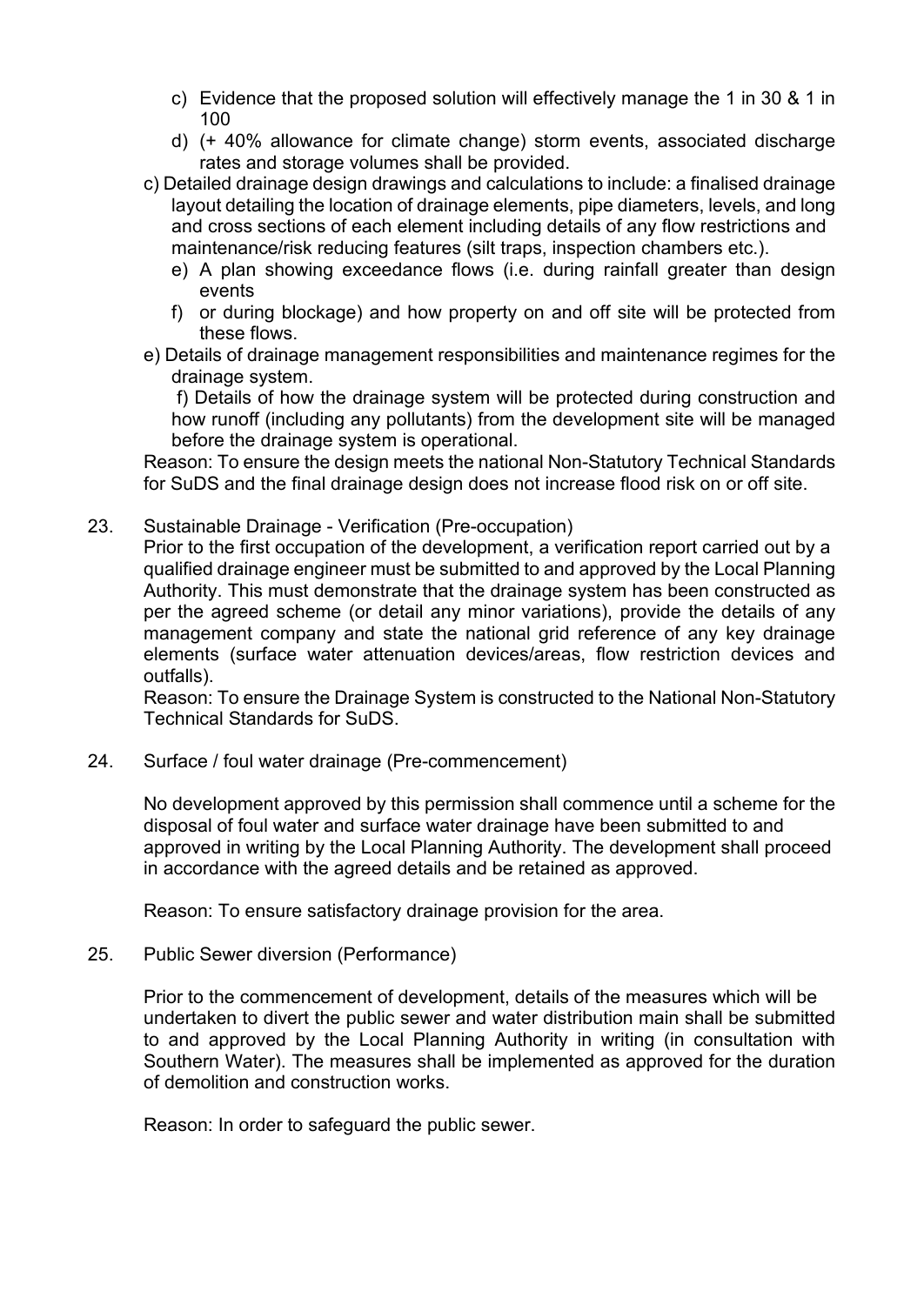c) Evidence that the proposed solution will effectively manage the 1 in 30 & 1 in 100

d) (+ 40% allowance for climate change) storm events, associated discharge rates and storage volumes shall be provided.

c) Detailed drainage design drawings and calculations to include: a finalised drainage layout detailing the location of drainage elements, pipe diameters, levels, and long and cross sections of each element including details of any flow restrictions and maintenance/risk reducing features (silt traps, inspection chambers etc.).

e) A plan showing exceedance flows (i.e. during rainfall greater than design events

f) or during blockage) and how property on and off site will be protected from these flows.

e) Details of drainage management responsibilities and maintenance regimes for the drainage system.

f) Details of how the drainage system will be protected during construction and how runoff (including any pollutants) from the development site will be managed before the drainage system is operational.

Reason: To ensure the design meets the national Non-Statutory Technical Standards for SuDS and the final drainage design does not increase flood risk on or off site.

23. Sustainable Drainage - Verification (Pre-occupation)

Prior to the first occupation of the development, a verification report carried out by a qualified drainage engineer must be submitted to and approved by the Local Planning Authority. This must demonstrate that the drainage system has been constructed as per the agreed scheme (or detail any minor variations), provide the details of any management company and state the national grid reference of any key drainage elements (surface water attenuation devices/areas, flow restriction devices and outfalls).

Reason: To ensure the Drainage System is constructed to the National Non-Statutory Technical Standards for SuDS.

24. Surface / foul water drainage (Pre-commencement)

No development approved by this permission shall commence until a scheme for the disposal of foul water and surface water drainage have been submitted to and approved in writing by the Local Planning Authority. The development shall proceed in accordance with the agreed details and be retained as approved.

Reason: To ensure satisfactory drainage provision for the area.

25. Public Sewer diversion (Performance)

Prior to the commencement of development, details of the measures which will be undertaken to divert the public sewer and water distribution main shall be submitted to and approved by the Local Planning Authority in writing (in consultation with Southern Water). The measures shall be implemented as approved for the duration of demolition and construction works.

Reason: In order to safeguard the public sewer.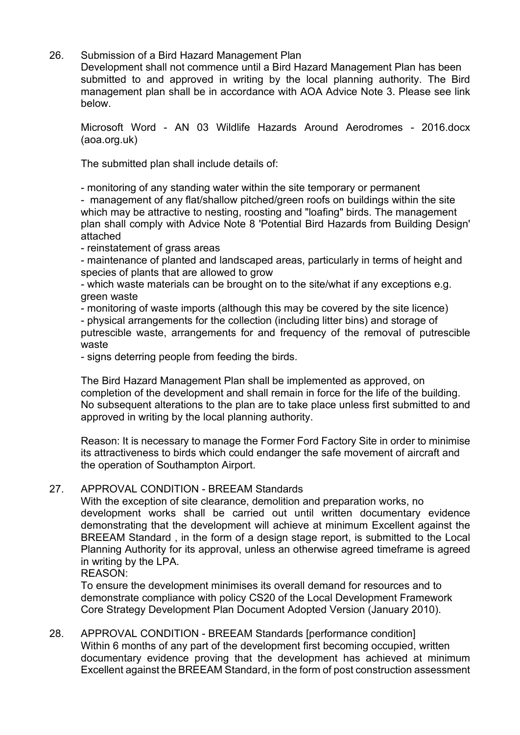26. Submission of a Bird Hazard Management Plan

Development shall not commence until a Bird Hazard Management Plan has been submitted to and approved in writing by the local planning authority. The Bird management plan shall be in accordance with AOA Advice Note 3. Please see link below.

Microsoft Word - AN 03 Wildlife Hazards Around Aerodromes - 2016.docx (aoa.org.uk)

The submitted plan shall include details of:

- monitoring of any standing water within the site temporary or permanent
- management of any flat/shallow pitched/green roofs on buildings within the site which may be attractive to nesting, roosting and "loafing" birds. The management plan shall comply with Advice Note 8 'Potential Bird Hazards from Building Design' attached
- reinstatement of grass areas
- maintenance of planted and landscaped areas, particularly in terms of height and species of plants that are allowed to grow
- which waste materials can be brought on to the site/what if any exceptions e.g. green waste
- monitoring of waste imports (although this may be covered by the site licence)
- physical arrangements for the collection (including litter bins) and storage of putrescible waste, arrangements for and frequency of the removal of putrescible waste
- signs deterring people from feeding the birds.

The Bird Hazard Management Plan shall be implemented as approved, on completion of the development and shall remain in force for the life of the building. No subsequent alterations to the plan are to take place unless first submitted to and approved in writing by the local planning authority.

Reason: It is necessary to manage the Former Ford Factory Site in order to minimise its attractiveness to birds which could endanger the safe movement of aircraft and the operation of Southampton Airport.

27. APPROVAL CONDITION - BREEAM Standards

With the exception of site clearance, demolition and preparation works, no development works shall be carried out until written documentary evidence demonstrating that the development will achieve at minimum Excellent against the BREEAM Standard , in the form of a design stage report, is submitted to the Local Planning Authority for its approval, unless an otherwise agreed timeframe is agreed in writing by the LPA.

REASON:

To ensure the development minimises its overall demand for resources and to demonstrate compliance with policy CS20 of the Local Development Framework Core Strategy Development Plan Document Adopted Version (January 2010).

28. APPROVAL CONDITION - BREEAM Standards [performance condition]

Within 6 months of any part of the development first becoming occupied, written documentary evidence proving that the development has achieved at minimum Excellent against the BREEAM Standard, in the form of post construction assessment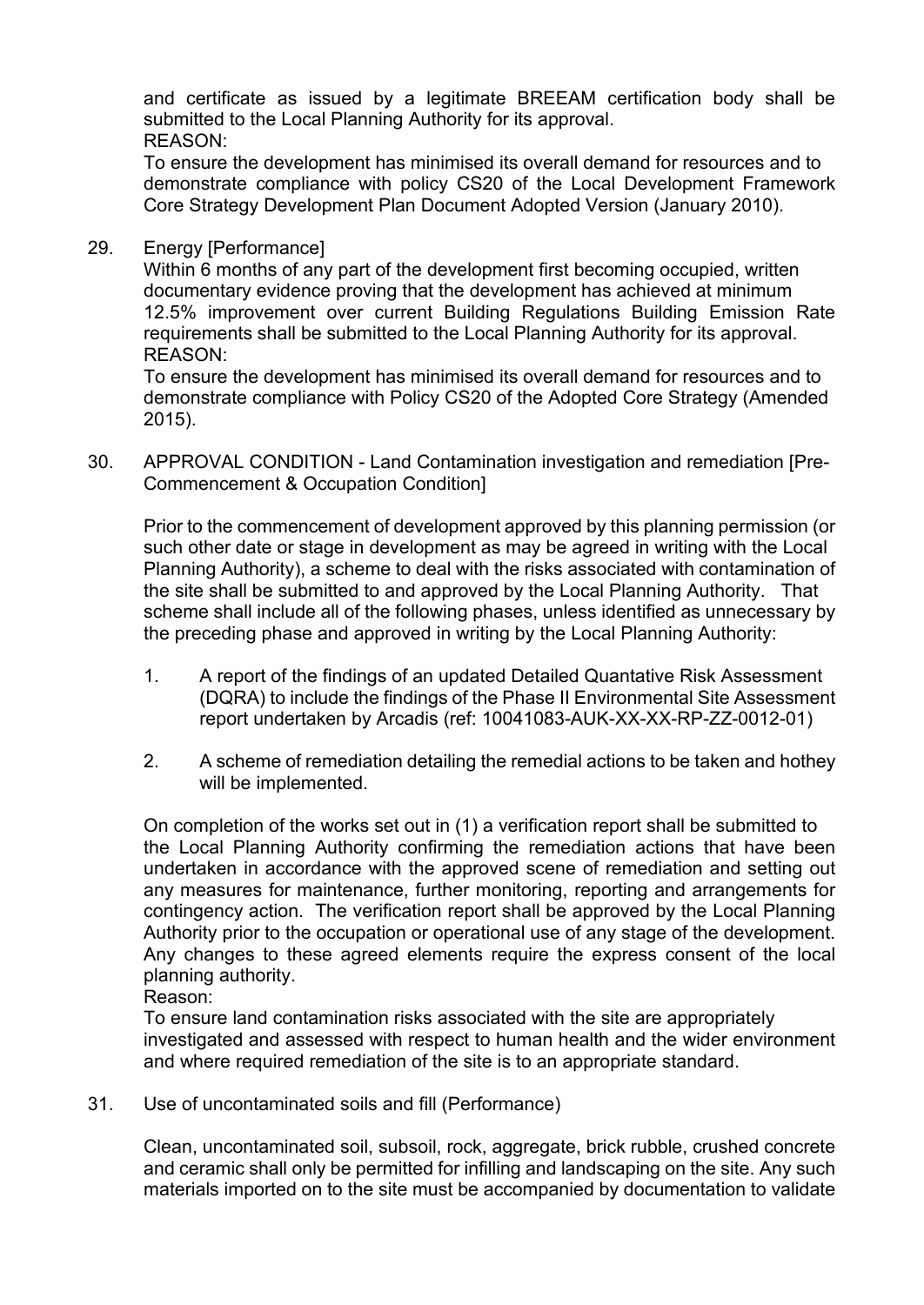and certificate as issued by a legitimate BREEAM certification body shall be submitted to the Local Planning Authority for its approval.
REASON:
To ensure the development has minimised its overall demand for resources and to demonstrate compliance with policy CS20 of the Local Development Framework Core Strategy Development Plan Document Adopted Version (January 2010).

29. Energy [Performance]
Within 6 months of any part of the development first becoming occupied, written documentary evidence proving that the development has achieved at minimum 12.5% improvement over current Building Regulations Building Emission Rate requirements shall be submitted to the Local Planning Authority for its approval.
REASON:
To ensure the development has minimised its overall demand for resources and to demonstrate compliance with Policy CS20 of the Adopted Core Strategy (Amended 2015).

30. APPROVAL CONDITION - Land Contamination investigation and remediation [Pre-Commencement & Occupation Condition]

Prior to the commencement of development approved by this planning permission (or such other date or stage in development as may be agreed in writing with the Local Planning Authority), a scheme to deal with the risks associated with contamination of the site shall be submitted to and approved by the Local Planning Authority. That scheme shall include all of the following phases, unless identified as unnecessary by the preceding phase and approved in writing by the Local Planning Authority:

1. A report of the findings of an updated Detailed Quantative Risk Assessment (DQRA) to include the findings of the Phase II Environmental Site Assessment report undertaken by Arcadis (ref: 10041083-AUK-XX-XX-RP-ZZ-0012-01)

2. A scheme of remediation detailing the remedial actions to be taken and hothey will be implemented.

On completion of the works set out in (1) a verification report shall be submitted to the Local Planning Authority confirming the remediation actions that have been undertaken in accordance with the approved scene of remediation and setting out any measures for maintenance, further monitoring, reporting and arrangements for contingency action. The verification report shall be approved by the Local Planning Authority prior to the occupation or operational use of any stage of the development. Any changes to these agreed elements require the express consent of the local planning authority.
Reason:
To ensure land contamination risks associated with the site are appropriately investigated and assessed with respect to human health and the wider environment and where required remediation of the site is to an appropriate standard.

31. Use of uncontaminated soils and fill (Performance)

Clean, uncontaminated soil, subsoil, rock, aggregate, brick rubble, crushed concrete and ceramic shall only be permitted for infilling and landscaping on the site. Any such materials imported on to the site must be accompanied by documentation to validate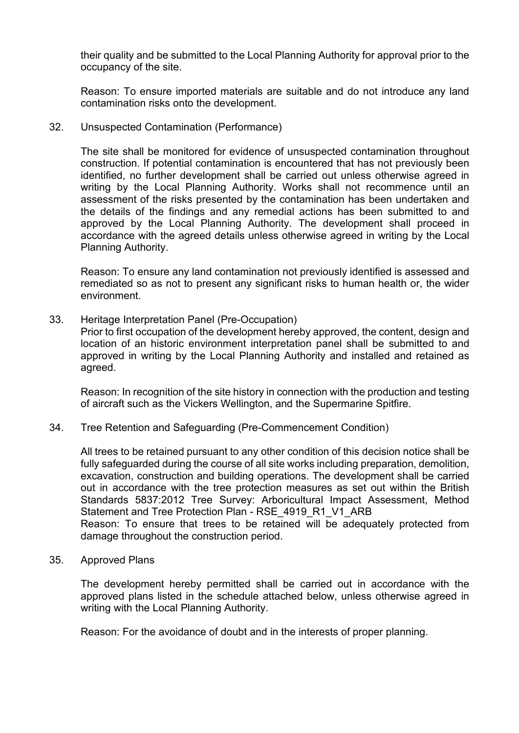their quality and be submitted to the Local Planning Authority for approval prior to the occupancy of the site.

Reason: To ensure imported materials are suitable and do not introduce any land contamination risks onto the development.

32. Unsuspected Contamination (Performance)

The site shall be monitored for evidence of unsuspected contamination throughout construction. If potential contamination is encountered that has not previously been identified, no further development shall be carried out unless otherwise agreed in writing by the Local Planning Authority. Works shall not recommence until an assessment of the risks presented by the contamination has been undertaken and the details of the findings and any remedial actions has been submitted to and approved by the Local Planning Authority. The development shall proceed in accordance with the agreed details unless otherwise agreed in writing by the Local Planning Authority.

Reason: To ensure any land contamination not previously identified is assessed and remediated so as not to present any significant risks to human health or, the wider environment.

33. Heritage Interpretation Panel (Pre-Occupation)

Prior to first occupation of the development hereby approved, the content, design and location of an historic environment interpretation panel shall be submitted to and approved in writing by the Local Planning Authority and installed and retained as agreed.

Reason: In recognition of the site history in connection with the production and testing of aircraft such as the Vickers Wellington, and the Supermarine Spitfire.

34. Tree Retention and Safeguarding (Pre-Commencement Condition)

All trees to be retained pursuant to any other condition of this decision notice shall be fully safeguarded during the course of all site works including preparation, demolition, excavation, construction and building operations. The development shall be carried out in accordance with the tree protection measures as set out within the British Standards 5837:2012 Tree Survey: Arboricultural Impact Assessment, Method Statement and Tree Protection Plan - RSE_4919_R1_V1_ARB

Reason: To ensure that trees to be retained will be adequately protected from damage throughout the construction period.

35. Approved Plans

The development hereby permitted shall be carried out in accordance with the approved plans listed in the schedule attached below, unless otherwise agreed in writing with the Local Planning Authority.

Reason: For the avoidance of doubt and in the interests of proper planning.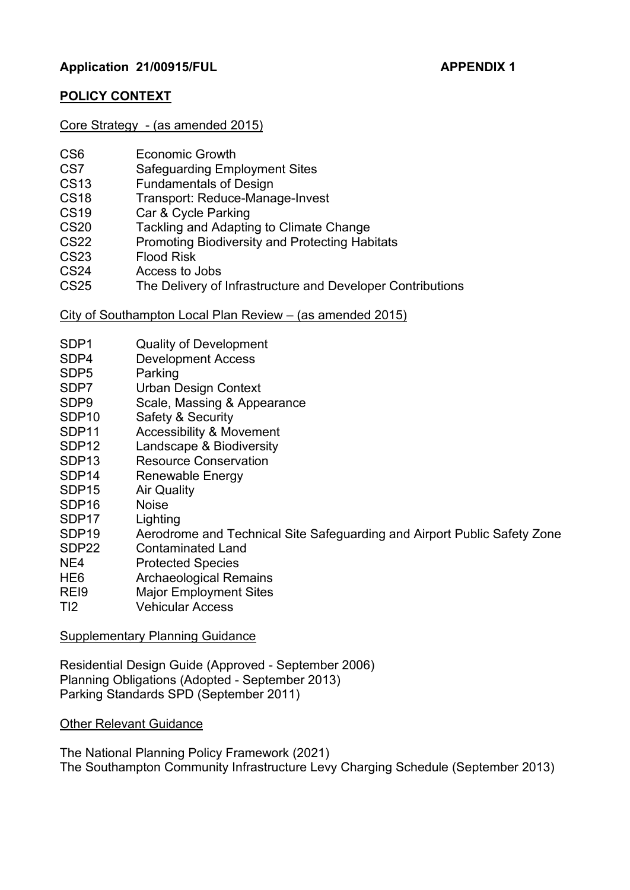**Application 21/00915/FUL** **APPENDIX 1**

**POLICY CONTEXT**

Core Strategy - (as amended 2015)

| | |
|---|---|
| CS6 | Economic Growth |
| CS7 | Safeguarding Employment Sites |
| CS13 | Fundamentals of Design |
| CS18 | Transport: Reduce-Manage-Invest |
| CS19 | Car & Cycle Parking |
| CS20 | Tackling and Adapting to Climate Change |
| CS22 | Promoting Biodiversity and Protecting Habitats |
| CS23 | Flood Risk |
| CS24 | Access to Jobs |
| CS25 | The Delivery of Infrastructure and Developer Contributions |

City of Southampton Local Plan Review – (as amended 2015)

| | |
|---|---|
| SDP1 | Quality of Development |
| SDP4 | Development Access |
| SDP5 | Parking |
| SDP7 | Urban Design Context |
| SDP9 | Scale, Massing & Appearance |
| SDP10 | Safety & Security |
| SDP11 | Accessibility & Movement |
| SDP12 | Landscape & Biodiversity |
| SDP13 | Resource Conservation |
| SDP14 | Renewable Energy |
| SDP15 | Air Quality |
| SDP16 | Noise |
| SDP17 | Lighting |
| SDP19 | Aerodrome and Technical Site Safeguarding and Airport Public Safety Zone |
| SDP22 | Contaminated Land |
| NE4 | Protected Species |
| HE6 | Archaeological Remains |
| REI9 | Major Employment Sites |
| TI2 | Vehicular Access |

Supplementary Planning Guidance

Residential Design Guide (Approved - September 2006)
Planning Obligations (Adopted - September 2013)
Parking Standards SPD (September 2011)

Other Relevant Guidance

The National Planning Policy Framework (2021)
The Southampton Community Infrastructure Levy Charging Schedule (September 2013)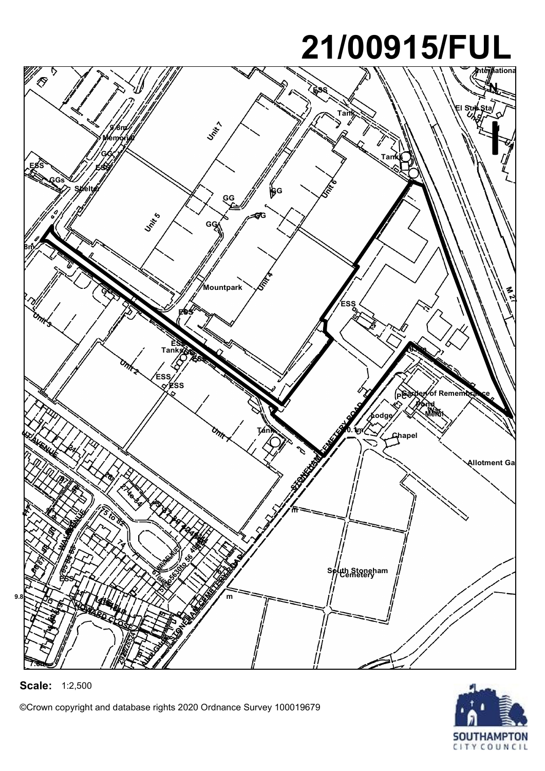# 21/00915/FUL

**Scale:** 1:2,500

©Crown copyright and database rights 2020 Ordnance Survey 100019679